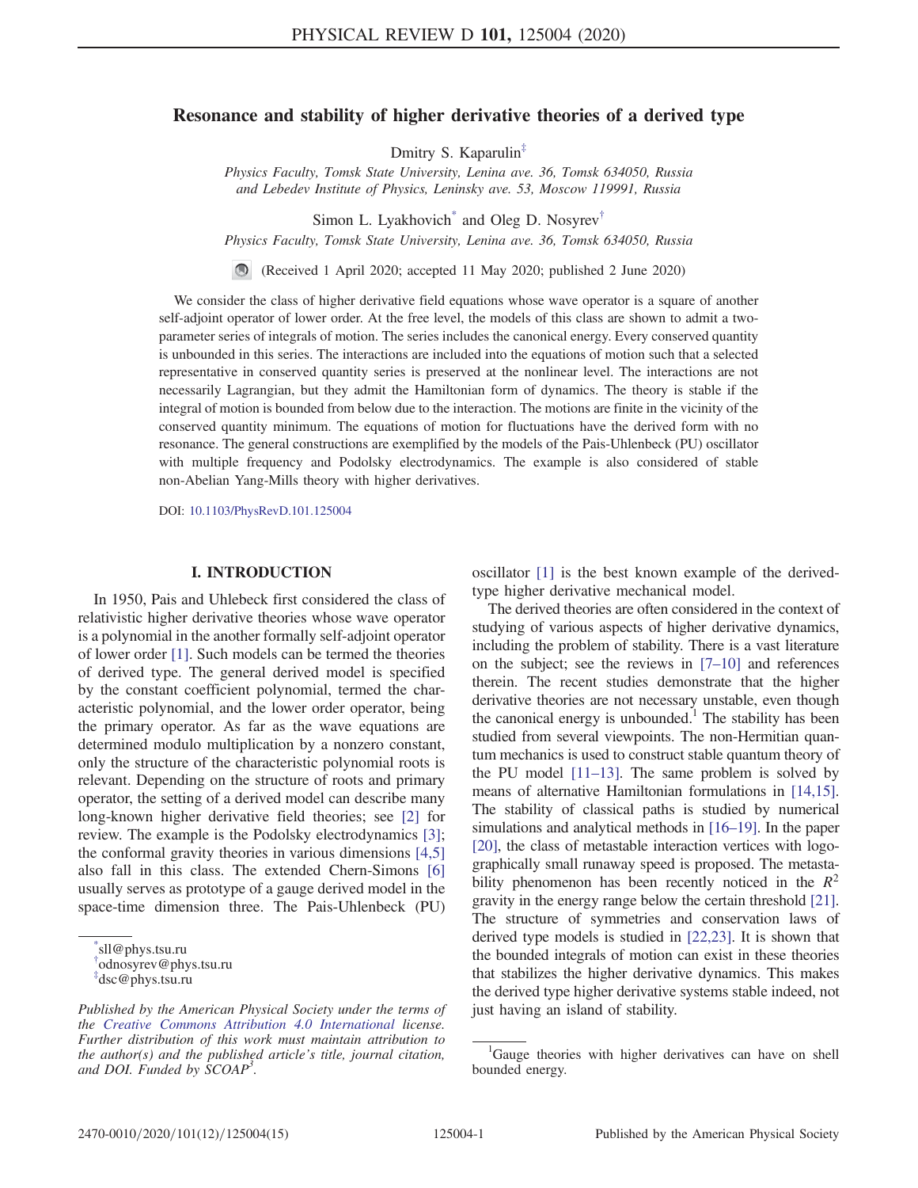# Resonance and stability of higher derivative theories of a derived type

Dmitry S. Kaparulin[‡]

*Physics Faculty, Tomsk State University, Lenina ave. 36, Tomsk 634050, Russia and Lebedev Institute of Physics, Leninsky ave. 53, Moscow 119991, Russia*

Simon L. Lyakhovich[*] and Oleg D. Nosyrev[†]

*Physics Faculty, Tomsk State University, Lenina ave. 36, Tomsk 634050, Russia*

(Received 1 April 2020; accepted 11 May 2020; published 2 June 2020)

We consider the class of higher derivative field equations whose wave operator is a square of another self-adjoint operator of lower order. At the free level, the models of this class are shown to admit a two-parameter series of integrals of motion. The series includes the canonical energy. Every conserved quantity is unbounded in this series. The interactions are included into the equations of motion such that a selected representative in conserved quantity series is preserved at the nonlinear level. The interactions are not necessarily Lagrangian, but they admit the Hamiltonian form of dynamics. The theory is stable if the integral of motion is bounded from below due to the interaction. The motions are finite in the vicinity of the conserved quantity minimum. The equations of motion for fluctuations have the derived form with no resonance. The general constructions are exemplified by the models of the Pais-Uhlenbeck (PU) oscillator with multiple frequency and Podolsky electrodynamics. The example is also considered of stable non-Abelian Yang-Mills theory with higher derivatives.

DOI: 10.1103/PhysRevD.101.125004

## I. INTRODUCTION

In 1950, Pais and Uhlebeck first considered the class of relativistic higher derivative theories whose wave operator is a polynomial in the another formally self-adjoint operator of lower order [1]. Such models can be termed the theories of derived type. The general derived model is specified by the constant coefficient polynomial, termed the characteristic polynomial, and the lower order operator, being the primary operator. As far as the wave equations are determined modulo multiplication by a nonzero constant, only the structure of the characteristic polynomial roots is relevant. Depending on the structure of roots and primary operator, the setting of a derived model can describe many long-known higher derivative field theories; see [2] for review. The example is the Podolsky electrodynamics [3]; the conformal gravity theories in various dimensions [4,5] also fall in this class. The extended Chern-Simons [6] usually serves as prototype of a gauge derived model in the space-time dimension three. The Pais-Uhlenbeck (PU) oscillator [1] is the best known example of the derived-type higher derivative mechanical model.

The derived theories are often considered in the context of studying of various aspects of higher derivative dynamics, including the problem of stability. There is a vast literature on the subject; see the reviews in [7–10] and references therein. The recent studies demonstrate that the higher derivative theories are not necessary unstable, even though the canonical energy is unbounded.[1] The stability has been studied from several viewpoints. The non-Hermitian quantum mechanics is used to construct stable quantum theory of the PU model [11–13]. The same problem is solved by means of alternative Hamiltonian formulations in [14,15]. The stability of classical paths is studied by numerical simulations and analytical methods in [16–19]. In the paper [20], the class of metastable interaction vertices with logographically small runaway speed is proposed. The metastability phenomenon has been recently noticed in the $R^2$ gravity in the energy range below the certain threshold [21]. The structure of symmetries and conservation laws of derived type models is studied in [22,23]. It is shown that the bounded integrals of motion can exist in these theories that stabilizes the higher derivative dynamics. This makes the derived type higher derivative systems stable indeed, not just having an island of stability.

---

[*] sll@phys.tsu.ru
[†] odnosyrev@phys.tsu.ru
[‡] dsc@phys.tsu.ru

*Published by the American Physical Society under the terms of the Creative Commons Attribution 4.0 International license. Further distribution of this work must maintain attribution to the author(s) and the published article's title, journal citation, and DOI. Funded by SCOAP[3].*

[1] Gauge theories with higher derivatives can have on shell bounded energy.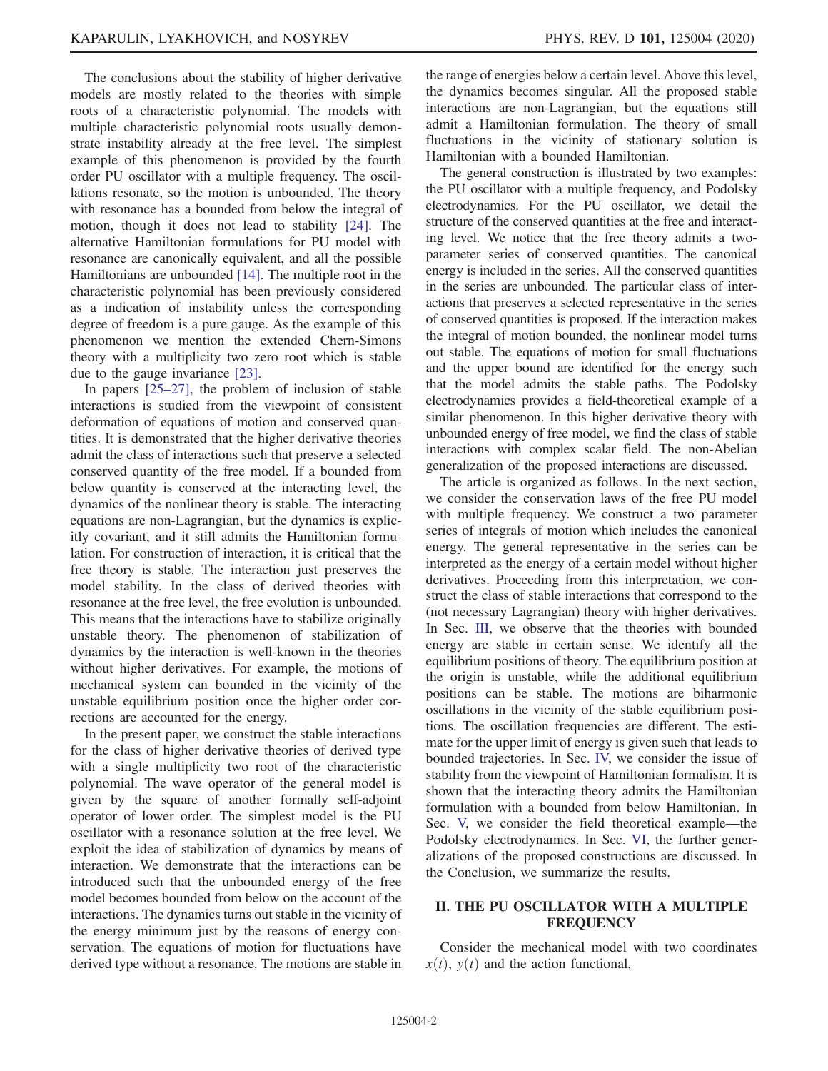The conclusions about the stability of higher derivative models are mostly related to the theories with simple roots of a characteristic polynomial. The models with multiple characteristic polynomial roots usually demonstrate instability already at the free level. The simplest example of this phenomenon is provided by the fourth order PU oscillator with a multiple frequency. The oscillations resonate, so the motion is unbounded. The theory with resonance has a bounded from below the integral of motion, though it does not lead to stability [24]. The alternative Hamiltonian formulations for PU model with resonance are canonically equivalent, and all the possible Hamiltonians are unbounded [14]. The multiple root in the characteristic polynomial has been previously considered as a indication of instability unless the corresponding degree of freedom is a pure gauge. As the example of this phenomenon we mention the extended Chern-Simons theory with a multiplicity two zero root which is stable due to the gauge invariance [23].

In papers [25–27], the problem of inclusion of stable interactions is studied from the viewpoint of consistent deformation of equations of motion and conserved quantities. It is demonstrated that the higher derivative theories admit the class of interactions such that preserve a selected conserved quantity of the free model. If a bounded from below quantity is conserved at the interacting level, the dynamics of the nonlinear theory is stable. The interacting equations are non-Lagrangian, but the dynamics is explicitly covariant, and it still admits the Hamiltonian formulation. For construction of interaction, it is critical that the free theory is stable. The interaction just preserves the model stability. In the class of derived theories with resonance at the free level, the free evolution is unbounded. This means that the interactions have to stabilize originally unstable theory. The phenomenon of stabilization of dynamics by the interaction is well-known in the theories without higher derivatives. For example, the motions of mechanical system can bounded in the vicinity of the unstable equilibrium position once the higher order corrections are accounted for the energy.

In the present paper, we construct the stable interactions for the class of higher derivative theories of derived type with a single multiplicity two root of the characteristic polynomial. The wave operator of the general model is given by the square of another formally self-adjoint operator of lower order. The simplest model is the PU oscillator with a resonance solution at the free level. We exploit the idea of stabilization of dynamics by means of interaction. We demonstrate that the interactions can be introduced such that the unbounded energy of the free model becomes bounded from below on the account of the interactions. The dynamics turns out stable in the vicinity of the energy minimum just by the reasons of energy conservation. The equations of motion for fluctuations have derived type without a resonance. The motions are stable in the range of energies below a certain level. Above this level, the dynamics becomes singular. All the proposed stable interactions are non-Lagrangian, but the equations still admit a Hamiltonian formulation. The theory of small fluctuations in the vicinity of stationary solution is Hamiltonian with a bounded Hamiltonian.

The general construction is illustrated by two examples: the PU oscillator with a multiple frequency, and Podolsky electrodynamics. For the PU oscillator, we detail the structure of the conserved quantities at the free and interacting level. We notice that the free theory admits a two-parameter series of conserved quantities. The canonical energy is included in the series. All the conserved quantities in the series are unbounded. The particular class of interactions that preserves a selected representative in the series of conserved quantities is proposed. If the interaction makes the integral of motion bounded, the nonlinear model turns out stable. The equations of motion for small fluctuations and the upper bound are identified for the energy such that the model admits the stable paths. The Podolsky electrodynamics provides a field-theoretical example of a similar phenomenon. In this higher derivative theory with unbounded energy of free model, we find the class of stable interactions with complex scalar field. The non-Abelian generalization of the proposed interactions are discussed.

The article is organized as follows. In the next section, we consider the conservation laws of the free PU model with multiple frequency. We construct a two parameter series of integrals of motion which includes the canonical energy. The general representative in the series can be interpreted as the energy of a certain model without higher derivatives. Proceeding from this interpretation, we construct the class of stable interactions that correspond to the (not necessary Lagrangian) theory with higher derivatives. In Sec. III, we observe that the theories with bounded energy are stable in certain sense. We identify all the equilibrium positions of theory. The equilibrium position at the origin is unstable, while the additional equilibrium positions can be stable. The motions are biharmonic oscillations in the vicinity of the stable equilibrium positions. The oscillation frequencies are different. The estimate for the upper limit of energy is given such that leads to bounded trajectories. In Sec. IV, we consider the issue of stability from the viewpoint of Hamiltonian formalism. It is shown that the interacting theory admits the Hamiltonian formulation with a bounded from below Hamiltonian. In Sec. V, we consider the field theoretical example—the Podolsky electrodynamics. In Sec. VI, the further generalizations of the proposed constructions are discussed. In the Conclusion, we summarize the results.

## II. THE PU OSCILLATOR WITH A MULTIPLE FREQUENCY

Consider the mechanical model with two coordinates $x(t)$, $y(t)$ and the action functional,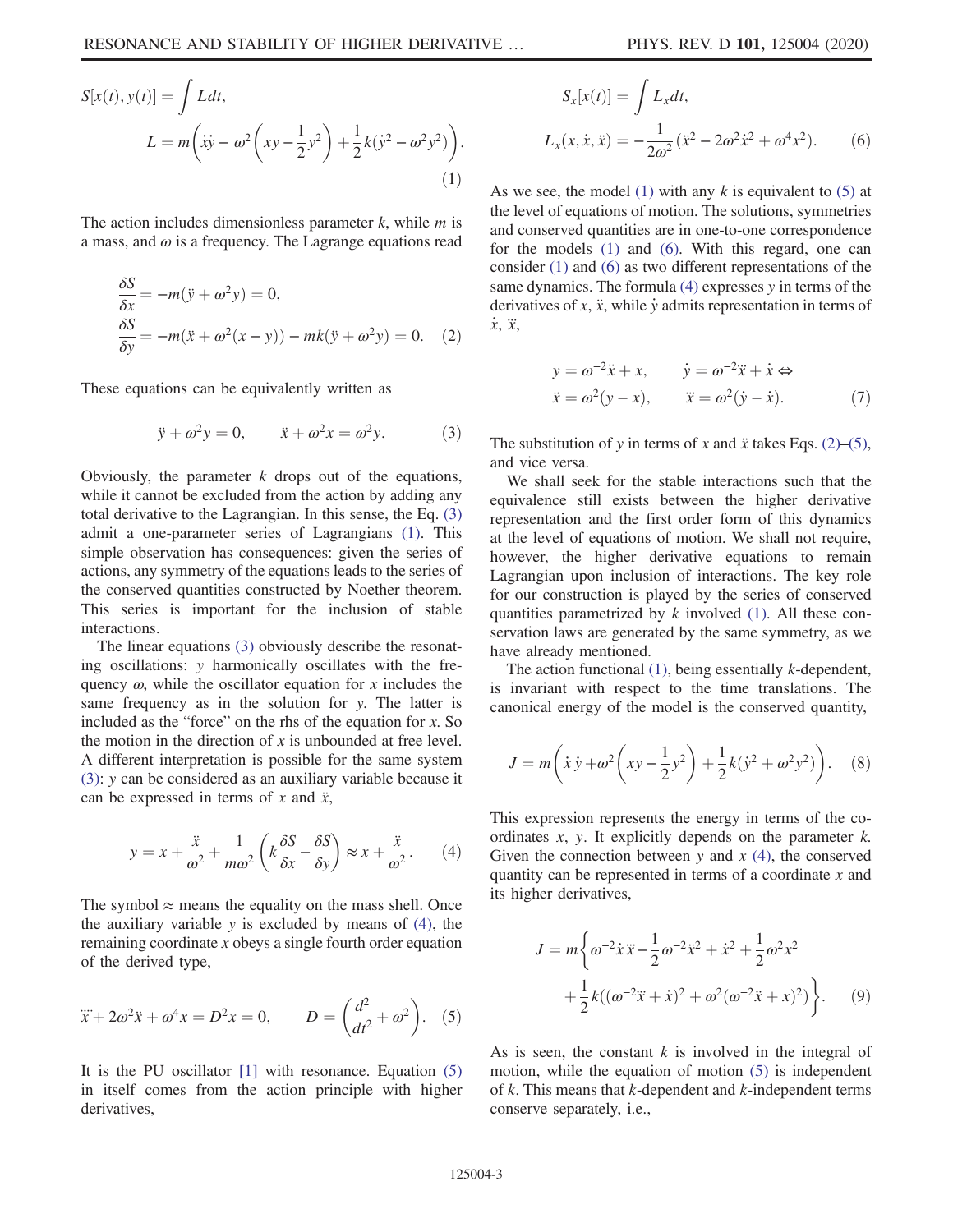$$S[x(t), y(t)] = \int L dt,$$
$$L = m\left(\dot{x}\dot{y} - \omega^2\left(xy - \frac{1}{2}y^2\right) + \frac{1}{2}k(\dot{y}^2 - \omega^2 y^2)\right). \tag{1}$$

The action includes dimensionless parameter $k$, while $m$ is a mass, and $\omega$ is a frequency. The Lagrange equations read

$$\frac{\delta S}{\delta x} = -m(\ddot{y} + \omega^2 y) = 0,$$
$$\frac{\delta S}{\delta y} = -m(\ddot{x} + \omega^2(x - y)) - mk(\ddot{y} + \omega^2 y) = 0. \tag{2}$$

These equations can be equivalently written as

$$\ddot{y} + \omega^2 y = 0, \qquad \ddot{x} + \omega^2 x = \omega^2 y. \tag{3}$$

Obviously, the parameter $k$ drops out of the equations, while it cannot be excluded from the action by adding any total derivative to the Lagrangian. In this sense, the Eq. (3) admit a one-parameter series of Lagrangians (1). This simple observation has consequences: given the series of actions, any symmetry of the equations leads to the series of the conserved quantities constructed by Noether theorem. This series is important for the inclusion of stable interactions.

The linear equations (3) obviously describe the resonating oscillations: $y$ harmonically oscillates with the frequency $\omega$, while the oscillator equation for $x$ includes the same frequency as in the solution for $y$. The latter is included as the "force" on the rhs of the equation for $x$. So the motion in the direction of $x$ is unbounded at free level. A different interpretation is possible for the same system (3): $y$ can be considered as an auxiliary variable because it can be expressed in terms of $x$ and $\ddot{x}$,

$$y = x + \frac{\ddot{x}}{\omega^2} + \frac{1}{m\omega^2}\left(k\frac{\delta S}{\delta x} - \frac{\delta S}{\delta y}\right) \approx x + \frac{\ddot{x}}{\omega^2}. \tag{4}$$

The symbol $\approx$ means the equality on the mass shell. Once the auxiliary variable $y$ is excluded by means of (4), the remaining coordinate $x$ obeys a single fourth order equation of the derived type,

$$\ddddot{x} + 2\omega^2\ddot{x} + \omega^4 x = D^2 x = 0, \qquad D = \left(\frac{d^2}{dt^2} + \omega^2\right). \tag{5}$$

It is the PU oscillator [1] with resonance. Equation (5) in itself comes from the action principle with higher derivatives,

$$S_x[x(t)] = \int L_x dt,$$
$$L_x(x, \dot{x}, \ddot{x}) = -\frac{1}{2\omega^2}(\ddot{x}^2 - 2\omega^2\dot{x}^2 + \omega^4 x^2). \tag{6}$$

As we see, the model (1) with any $k$ is equivalent to (5) at the level of equations of motion. The solutions, symmetries and conserved quantities are in one-to-one correspondence for the models (1) and (6). With this regard, one can consider (1) and (6) as two different representations of the same dynamics. The formula (4) expresses $y$ in terms of the derivatives of $x$, $\ddot{x}$, while $\dot{y}$ admits representation in terms of $\dot{x}$, $\dddot{x}$,

$$y = \omega^{-2}\ddot{x} + x, \qquad \dot{y} = \omega^{-2}\dddot{x} + \dot{x} \Leftrightarrow$$
$$\ddot{x} = \omega^2(y - x), \qquad \dddot{x} = \omega^2(\dot{y} - \dot{x}). \tag{7}$$

The substitution of $y$ in terms of $x$ and $\ddot{x}$ takes Eqs. (2)–(5), and vice versa.

We shall seek for the stable interactions such that the equivalence still exists between the higher derivative representation and the first order form of this dynamics at the level of equations of motion. We shall not require, however, the higher derivative equations to remain Lagrangian upon inclusion of interactions. The key role for our construction is played by the series of conserved quantities parametrized by $k$ involved (1). All these conservation laws are generated by the same symmetry, as we have already mentioned.

The action functional (1), being essentially $k$-dependent, is invariant with respect to the time translations. The canonical energy of the model is the conserved quantity,

$$J = m\left(\dot{x}\,\dot{y} + \omega^2\left(xy - \frac{1}{2}y^2\right) + \frac{1}{2}k(\dot{y}^2 + \omega^2 y^2)\right). \tag{8}$$

This expression represents the energy in terms of the coordinates $x$, $y$. It explicitly depends on the parameter $k$. Given the connection between $y$ and $x$ (4), the conserved quantity can be represented in terms of a coordinate $x$ and its higher derivatives,

$$J = m\bigg\{\omega^{-2}\dot{x}\dddot{x} - \frac{1}{2}\omega^{-2}\ddot{x}^2 + \dot{x}^2 + \frac{1}{2}\omega^2 x^2$$
$$+ \frac{1}{2}k((\omega^{-2}\dddot{x} + \dot{x})^2 + \omega^2(\omega^{-2}\ddot{x} + x)^2)\bigg\}. \tag{9}$$

As is seen, the constant $k$ is involved in the integral of motion, while the equation of motion (5) is independent of $k$. This means that $k$-dependent and $k$-independent terms conserve separately, i.e.,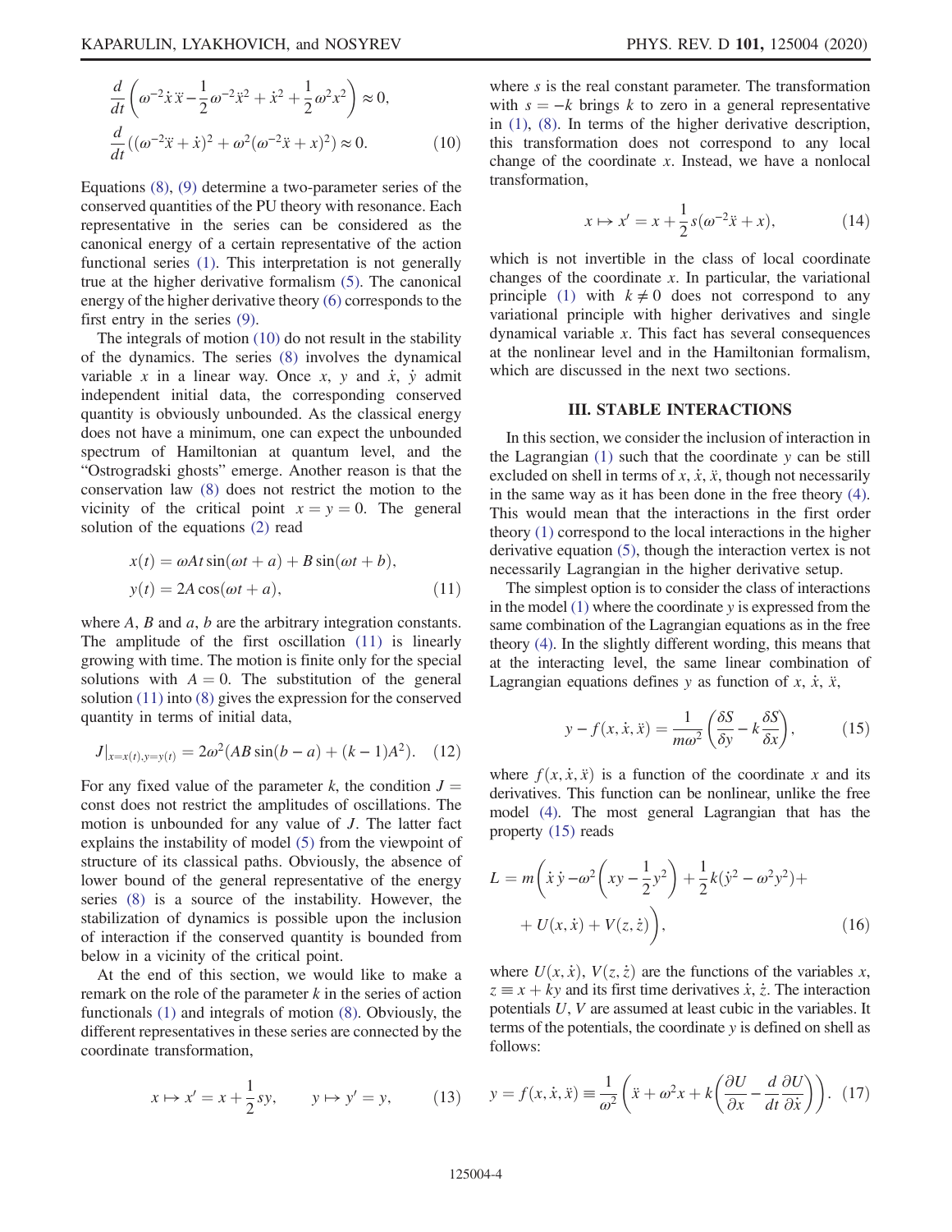$$\frac{d}{dt}\left(\omega^{-2}\dot{x}\dddot{x}-\frac{1}{2}\omega^{-2}\ddot{x}^2+\dot{x}^2+\frac{1}{2}\omega^2x^2\right)\approx 0,$$
$$\frac{d}{dt}((\omega^{-2}\dddot{x}+\dot{x})^2+\omega^2(\omega^{-2}\ddot{x}+x)^2)\approx 0. \tag{10}$$

Equations (8), (9) determine a two-parameter series of the conserved quantities of the PU theory with resonance. Each representative in the series can be considered as the canonical energy of a certain representative of the action functional series (1). This interpretation is not generally true at the higher derivative formalism (5). The canonical energy of the higher derivative theory (6) corresponds to the first entry in the series (9).

The integrals of motion (10) do not result in the stability of the dynamics. The series (8) involves the dynamical variable $x$ in a linear way. Once $x$, $y$ and $\dot{x}$, $\dot{y}$ admit independent initial data, the corresponding conserved quantity is obviously unbounded. As the classical energy does not have a minimum, one can expect the unbounded spectrum of Hamiltonian at quantum level, and the "Ostrogradski ghosts" emerge. Another reason is that the conservation law (8) does not restrict the motion to the vicinity of the critical point $x=y=0$. The general solution of the equations (2) read

$$x(t)=\omega At\sin(\omega t+a)+B\sin(\omega t+b),$$
$$y(t)=2A\cos(\omega t+a), \tag{11}$$

where $A$, $B$ and $a$, $b$ are the arbitrary integration constants. The amplitude of the first oscillation (11) is linearly growing with time. The motion is finite only for the special solutions with $A=0$. The substitution of the general solution (11) into (8) gives the expression for the conserved quantity in terms of initial data,

$$J|_{x=x(t),y=y(t)}=2\omega^2(AB\sin(b-a)+(k-1)A^2). \tag{12}$$

For any fixed value of the parameter $k$, the condition $J=\text{const}$ does not restrict the amplitudes of oscillations. The motion is unbounded for any value of $J$. The latter fact explains the instability of model (5) from the viewpoint of structure of its classical paths. Obviously, the absence of lower bound of the general representative of the energy series (8) is a source of the instability. However, the stabilization of dynamics is possible upon the inclusion of interaction if the conserved quantity is bounded from below in a vicinity of the critical point.

At the end of this section, we would like to make a remark on the role of the parameter $k$ in the series of action functionals (1) and integrals of motion (8). Obviously, the different representatives in these series are connected by the coordinate transformation,

$$x\mapsto x'=x+\frac{1}{2}sy, \qquad y\mapsto y'=y, \tag{13}$$

where $s$ is the real constant parameter. The transformation with $s=-k$ brings $k$ to zero in a general representative in (1), (8). In terms of the higher derivative description, this transformation does not correspond to any local change of the coordinate $x$. Instead, we have a nonlocal transformation,

$$x\mapsto x'=x+\frac{1}{2}s(\omega^{-2}\ddot{x}+x), \tag{14}$$

which is not invertible in the class of local coordinate changes of the coordinate $x$. In particular, the variational principle (1) with $k\neq 0$ does not correspond to any variational principle with higher derivatives and single dynamical variable $x$. This fact has several consequences at the nonlinear level and in the Hamiltonian formalism, which are discussed in the next two sections.

## III. STABLE INTERACTIONS

In this section, we consider the inclusion of interaction in the Lagrangian (1) such that the coordinate $y$ can be still excluded on shell in terms of $x$, $\dot{x}$, $\ddot{x}$, though not necessarily in the same way as it has been done in the free theory (4). This would mean that the interactions in the first order theory (1) correspond to the local interactions in the higher derivative equation (5), though the interaction vertex is not necessarily Lagrangian in the higher derivative setup.

The simplest option is to consider the class of interactions in the model (1) where the coordinate $y$ is expressed from the same combination of the Lagrangian equations as in the free theory (4). In the slightly different wording, this means that at the interacting level, the same linear combination of Lagrangian equations defines $y$ as function of $x$, $\dot{x}$, $\ddot{x}$,

$$y-f(x,\dot{x},\ddot{x})=\frac{1}{m\omega^2}\left(\frac{\delta S}{\delta y}-k\frac{\delta S}{\delta x}\right), \tag{15}$$

where $f(x,\dot{x},\ddot{x})$ is a function of the coordinate $x$ and its derivatives. This function can be nonlinear, unlike the free model (4). The most general Lagrangian that has the property (15) reads

$$L=m\bigg(\dot{x}\dot{y}-\omega^2\left(xy-\frac{1}{2}y^2\right)+\frac{1}{2}k(\dot{y}^2-\omega^2y^2)+$$
$$+U(x,\dot{x})+V(z,\dot{z})\bigg), \tag{16}$$

where $U(x,\dot{x})$, $V(z,\dot{z})$ are the functions of the variables $x$, $z\equiv x+ky$ and its first time derivatives $\dot{x}$, $\dot{z}$. The interaction potentials $U$, $V$ are assumed at least cubic in the variables. It terms of the potentials, the coordinate $y$ is defined on shell as follows:

$$y=f(x,\dot{x},\ddot{x})\equiv\frac{1}{\omega^2}\left(\ddot{x}+\omega^2x+k\left(\frac{\partial U}{\partial x}-\frac{d}{dt}\frac{\partial U}{\partial\dot{x}}\right)\right). \tag{17}$$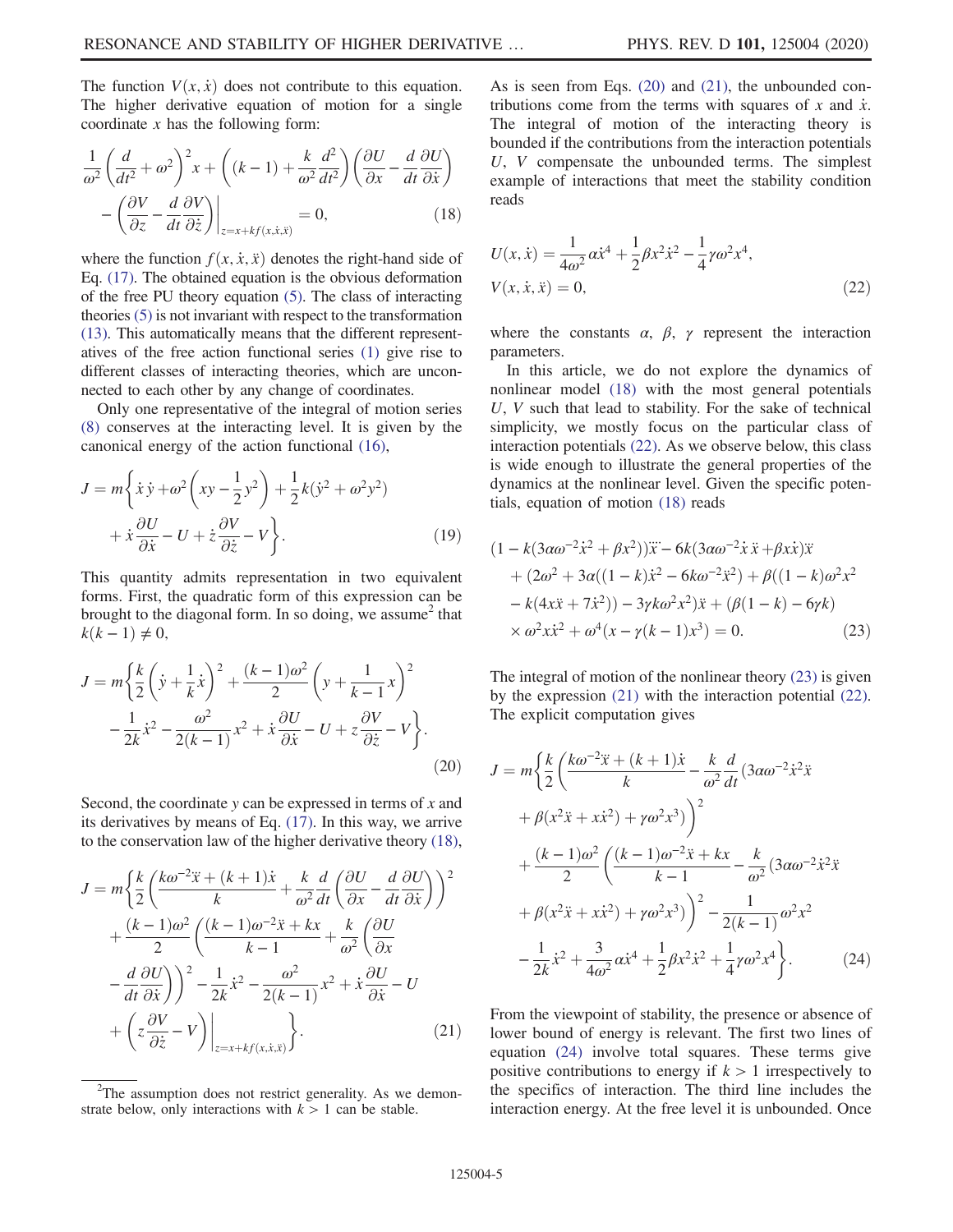The function $V(x, \dot{x})$ does not contribute to this equation. The higher derivative equation of motion for a single coordinate $x$ has the following form:

$$\frac{1}{\omega^2}\left(\frac{d}{dt^2}+\omega^2\right)^2 x + \left((k-1)+\frac{k}{\omega^2}\frac{d^2}{dt^2}\right)\left(\frac{\partial U}{\partial x}-\frac{d}{dt}\frac{\partial U}{\partial \dot{x}}\right) - \left(\frac{\partial V}{\partial z}-\frac{d}{dt}\frac{\partial V}{\partial \dot{z}}\right)\bigg|_{z=x+kf(x,\dot{x},\ddot{x})} = 0, \tag{18}$$

where the function $f(x, \dot{x}, \ddot{x})$ denotes the right-hand side of Eq. (17). The obtained equation is the obvious deformation of the free PU theory equation (5). The class of interacting theories (5) is not invariant with respect to the transformation (13). This automatically means that the different representatives of the free action functional series (1) give rise to different classes of interacting theories, which are unconnected to each other by any change of coordinates.

Only one representative of the integral of motion series (8) conserves at the interacting level. It is given by the canonical energy of the action functional (16),

$$J = m\left\{\dot{x}\,\dot{y} + \omega^2\left(xy-\frac{1}{2}y^2\right)+\frac{1}{2}k(\dot{y}^2+\omega^2 y^2) + \dot{x}\frac{\partial U}{\partial \dot{x}} - U + \dot{z}\frac{\partial V}{\partial \dot{z}} - V\right\}. \tag{19}$$

This quantity admits representation in two equivalent forms. First, the quadratic form of this expression can be brought to the diagonal form. In so doing, we assume[2] that $k(k-1)\neq 0$,

$$J = m\left\{\frac{k}{2}\left(\dot{y}+\frac{1}{k}\dot{x}\right)^2 + \frac{(k-1)\omega^2}{2}\left(y+\frac{1}{k-1}x\right)^2 - \frac{1}{2k}\dot{x}^2 - \frac{\omega^2}{2(k-1)}x^2 + \dot{x}\frac{\partial U}{\partial \dot{x}} - U + z\frac{\partial V}{\partial \dot{z}} - V\right\}. \tag{20}$$

Second, the coordinate $y$ can be expressed in terms of $x$ and its derivatives by means of Eq. (17). In this way, we arrive to the conservation law of the higher derivative theory (18),

$$J = m\left\{\frac{k}{2}\left(\frac{k\omega^{-2}\dddot{x}+(k+1)\dot{x}}{k}+\frac{k}{\omega^2}\frac{d}{dt}\left(\frac{\partial U}{\partial x}-\frac{d}{dt}\frac{\partial U}{\partial \dot{x}}\right)\right)^2 + \frac{(k-1)\omega^2}{2}\left(\frac{(k-1)\omega^{-2}\ddot{x}+kx}{k-1}+\frac{k}{\omega^2}\left(\frac{\partial U}{\partial x}-\frac{d}{dt}\frac{\partial U}{\partial \dot{x}}\right)\right)^2 - \frac{1}{2k}\dot{x}^2 - \frac{\omega^2}{2(k-1)}x^2 + \dot{x}\frac{\partial U}{\partial \dot{x}} - U + \left(z\frac{\partial V}{\partial \dot{z}} - V\right)\bigg|_{z=x+kf(x,\dot{x},\ddot{x})}\right\}. \tag{21}$$

As is seen from Eqs. (20) and (21), the unbounded contributions come from the terms with squares of $x$ and $\dot{x}$. The integral of motion of the interacting theory is bounded if the contributions from the interaction potentials $U$, $V$ compensate the unbounded terms. The simplest example of interactions that meet the stability condition reads

$$U(x,\dot{x}) = \frac{1}{4\omega^2}\alpha\dot{x}^4 + \frac{1}{2}\beta x^2\dot{x}^2 - \frac{1}{4}\gamma\omega^2 x^4, \qquad V(x,\dot{x},\ddot{x}) = 0, \tag{22}$$

where the constants $\alpha$, $\beta$, $\gamma$ represent the interaction parameters.

In this article, we do not explore the dynamics of nonlinear model (18) with the most general potentials $U$, $V$ such that lead to stability. For the sake of technical simplicity, we mostly focus on the particular class of interaction potentials (22). As we observe below, this class is wide enough to illustrate the general properties of the dynamics at the nonlinear level. Given the specific potentials, equation of motion (18) reads

$$\begin{aligned}&(1-k(3\alpha\omega^{-2}\dot{x}^2+\beta x^2))\ddddot{x} - 6k(3\alpha\omega^{-2}\dot{x}\,\ddot{x} + \beta x\dot{x})\dddot{x} \\ &+ (2\omega^2 + 3\alpha((1-k)\dot{x}^2 - 6k\omega^{-2}\ddot{x}^2) + \beta((1-k)\omega^2x^2 - k(4x\ddot{x}+7\dot{x}^2)) - 3\gamma k\omega^2 x^2)\ddot{x} + (\beta(1-k)-6\gamma k)\\ &\times\omega^2 x\dot{x}^2 + \omega^4(x-\gamma(k-1)x^3) = 0.\end{aligned} \tag{23}$$

The integral of motion of the nonlinear theory (23) is given by the expression (21) with the interaction potential (22). The explicit computation gives

$$\begin{aligned}J = m\Bigg\{&\frac{k}{2}\left(\frac{k\omega^{-2}\dddot{x}+(k+1)\dot{x}}{k} - \frac{k}{\omega^2}\frac{d}{dt}(3\alpha\omega^{-2}\dot{x}^2\ddot{x} + \beta(x^2\ddot{x}+x\dot{x}^2) + \gamma\omega^2 x^3)\right)^2 \\ &+ \frac{(k-1)\omega^2}{2}\left(\frac{(k-1)\omega^{-2}\ddot{x}+kx}{k-1} - \frac{k}{\omega^2}(3\alpha\omega^{-2}\dot{x}^2\ddot{x} + \beta(x^2\ddot{x}+x\dot{x}^2) + \gamma\omega^2 x^3)\right)^2 - \frac{1}{2(k-1)}\omega^2 x^2 \\ &- \frac{1}{2k}\dot{x}^2 + \frac{3}{4\omega^2}\alpha\dot{x}^4 + \frac{1}{2}\beta x^2\dot{x}^2 + \frac{1}{4}\gamma\omega^2 x^4\Bigg\}.\end{aligned} \tag{24}$$

From the viewpoint of stability, the presence or absence of lower bound of energy is relevant. The first two lines of equation (24) involve total squares. These terms give positive contributions to energy if $k>1$ irrespectively to the specifics of interaction. The third line includes the interaction energy. At the free level it is unbounded. Once

---

[2] The assumption does not restrict generality. As we demonstrate below, only interactions with $k>1$ can be stable.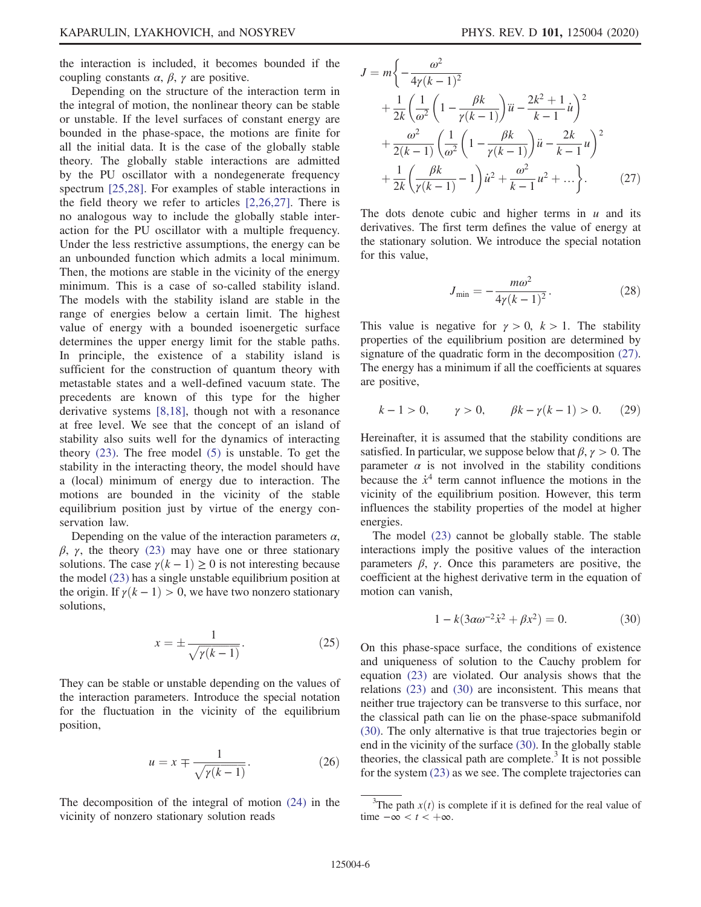the interaction is included, it becomes bounded if the coupling constants $\alpha$, $\beta$, $\gamma$ are positive.

Depending on the structure of the interaction term in the integral of motion, the nonlinear theory can be stable or unstable. If the level surfaces of constant energy are bounded in the phase-space, the motions are finite for all the initial data. It is the case of the globally stable theory. The globally stable interactions are admitted by the PU oscillator with a nondegenerate frequency spectrum [25,28]. For examples of stable interactions in the field theory we refer to articles [2,26,27]. There is no analogous way to include the globally stable interaction for the PU oscillator with a multiple frequency. Under the less restrictive assumptions, the energy can be an unbounded function which admits a local minimum. Then, the motions are stable in the vicinity of the energy minimum. This is a case of so-called stability island. The models with the stability island are stable in the range of energies below a certain limit. The highest value of energy with a bounded isoenergetic surface determines the upper energy limit for the stable paths. In principle, the existence of a stability island is sufficient for the construction of quantum theory with metastable states and a well-defined vacuum state. The precedents are known of this type for the higher derivative systems [8,18], though not with a resonance at free level. We see that the concept of an island of stability also suits well for the dynamics of interacting theory (23). The free model (5) is unstable. To get the stability in the interacting theory, the model should have a (local) minimum of energy due to interaction. The motions are bounded in the vicinity of the stable equilibrium position just by virtue of the energy conservation law.

Depending on the value of the interaction parameters $\alpha$, $\beta$, $\gamma$, the theory (23) may have one or three stationary solutions. The case $\gamma(k-1) \geq 0$ is not interesting because the model (23) has a single unstable equilibrium position at the origin. If $\gamma(k-1) > 0$, we have two nonzero stationary solutions,

$$x = \pm \frac{1}{\sqrt{\gamma(k-1)}}. \tag{25}$$

They can be stable or unstable depending on the values of the interaction parameters. Introduce the special notation for the fluctuation in the vicinity of the equilibrium position,

$$u = x \mp \frac{1}{\sqrt{\gamma(k-1)}}. \tag{26}$$

The decomposition of the integral of motion (24) in the vicinity of nonzero stationary solution reads

$$\begin{aligned} J = m\bigg\{ & -\frac{\omega^2}{4\gamma(k-1)^2} \\ & + \frac{1}{2k}\left(\frac{1}{\omega^2}\left(1 - \frac{\beta k}{\gamma(k-1)}\right)\ddot{u} - \frac{2k^2+1}{k-1}\dot{u}\right)^2 \\ & + \frac{\omega^2}{2(k-1)}\left(\frac{1}{\omega^2}\left(1 - \frac{\beta k}{\gamma(k-1)}\right)\ddot{u} - \frac{2k}{k-1}u\right)^2 \\ & + \frac{1}{2k}\left(\frac{\beta k}{\gamma(k-1)} - 1\right)\dot{u}^2 + \frac{\omega^2}{k-1}u^2 + \ldots \bigg\}. \end{aligned} \tag{27}$$

The dots denote cubic and higher terms in $u$ and its derivatives. The first term defines the value of energy at the stationary solution. We introduce the special notation for this value,

$$J_{\min} = -\frac{m\omega^2}{4\gamma(k-1)^2}. \tag{28}$$

This value is negative for $\gamma > 0$, $k > 1$. The stability properties of the equilibrium position are determined by signature of the quadratic form in the decomposition (27). The energy has a minimum if all the coefficients at squares are positive,

$$k - 1 > 0, \qquad \gamma > 0, \qquad \beta k - \gamma(k-1) > 0. \tag{29}$$

Hereinafter, it is assumed that the stability conditions are satisfied. In particular, we suppose below that $\beta, \gamma > 0$. The parameter $\alpha$ is not involved in the stability conditions because the $\dot{x}^4$ term cannot influence the motions in the vicinity of the equilibrium position. However, this term influences the stability properties of the model at higher energies.

The model (23) cannot be globally stable. The stable interactions imply the positive values of the interaction parameters $\beta$, $\gamma$. Once this parameters are positive, the coefficient at the highest derivative term in the equation of motion can vanish,

$$1 - k(3\alpha\omega^{-2}\dot{x}^2 + \beta x^2) = 0. \tag{30}$$

On this phase-space surface, the conditions of existence and uniqueness of solution to the Cauchy problem for equation (23) are violated. Our analysis shows that the relations (23) and (30) are inconsistent. This means that neither true trajectory can be transverse to this surface, nor the classical path can lie on the phase-space submanifold (30). The only alternative is that true trajectories begin or end in the vicinity of the surface (30). In the globally stable theories, the classical path are complete.[3] It is not possible for the system (23) as we see. The complete trajectories can

[3] The path $x(t)$ is complete if it is defined for the real value of time $-\infty < t < +\infty$.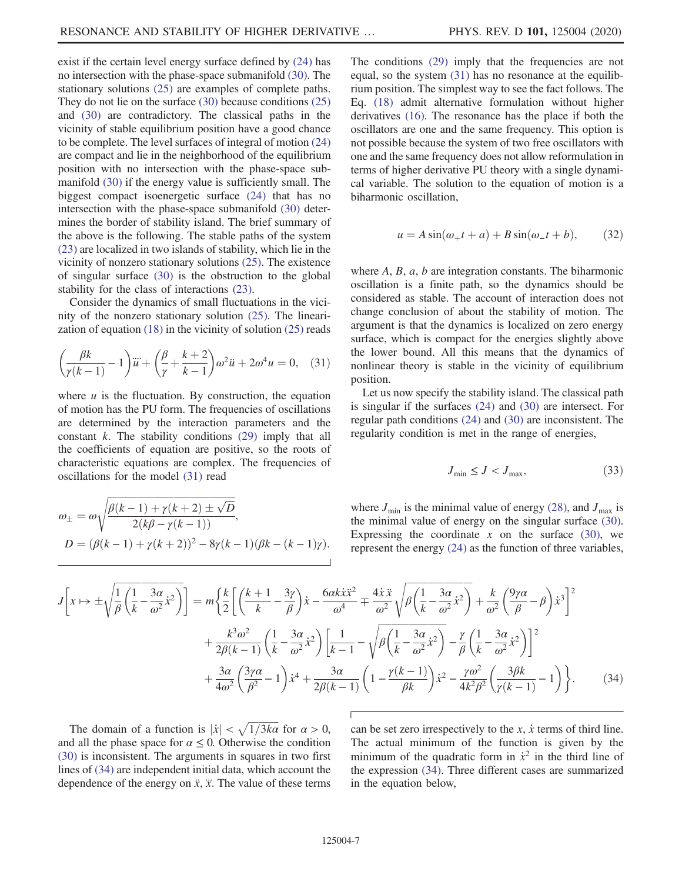exist if the certain level energy surface defined by (24) has no intersection with the phase-space submanifold (30). The stationary solutions (25) are examples of complete paths. They do not lie on the surface (30) because conditions (25) and (30) are contradictory. The classical paths in the vicinity of stable equilibrium position have a good chance to be complete. The level surfaces of integral of motion (24) are compact and lie in the neighborhood of the equilibrium position with no intersection with the phase-space submanifold (30) if the energy value is sufficiently small. The biggest compact isoenergetic surface (24) that has no intersection with the phase-space submanifold (30) determines the border of stability island. The brief summary of the above is the following. The stable paths of the system (23) are localized in two islands of stability, which lie in the vicinity of nonzero stationary solutions (25). The existence of singular surface (30) is the obstruction to the global stability for the class of interactions (23).

Consider the dynamics of small fluctuations in the vicinity of the nonzero stationary solution (25). The linearization of equation (18) in the vicinity of solution (25) reads

$$\left(\frac{\beta k}{\gamma(k-1)}-1\right)\ddddot{u}+\left(\frac{\beta}{\gamma}+\frac{k+2}{k-1}\right)\omega^2\ddot{u}+2\omega^4 u=0, \quad (31)$$

where $u$ is the fluctuation. By construction, the equation of motion has the PU form. The frequencies of oscillations are determined by the interaction parameters and the constant $k$. The stability conditions (29) imply that all the coefficients of equation are positive, so the roots of characteristic equations are complex. The frequencies of oscillations for the model (31) read

$$\omega_\pm=\omega\sqrt{\frac{\beta(k-1)+\gamma(k+2)\pm\sqrt{D}}{2(k\beta-\gamma(k-1))}},$$
$$D=(\beta(k-1)+\gamma(k+2))^2-8\gamma(k-1)(\beta k-(k-1)\gamma).$$

The conditions (29) imply that the frequencies are not equal, so the system (31) has no resonance at the equilibrium position. The simplest way to see the fact follows. The Eq. (18) admit alternative formulation without higher derivatives (16). The resonance has the place if both the oscillators are one and the same frequency. This option is not possible because the system of two free oscillators with one and the same frequency does not allow reformulation in terms of higher derivative PU theory with a single dynamical variable. The solution to the equation of motion is a biharmonic oscillation,

$$u=A\sin(\omega_+t+a)+B\sin(\omega_-t+b), \quad (32)$$

where $A$, $B$, $a$, $b$ are integration constants. The biharmonic oscillation is a finite path, so the dynamics should be considered as stable. The account of interaction does not change conclusion of about the stability of motion. The argument is that the dynamics is localized on zero energy surface, which is compact for the energies slightly above the lower bound. All this means that the dynamics of nonlinear theory is stable in the vicinity of equilibrium position.

Let us now specify the stability island. The classical path is singular if the surfaces (24) and (30) are intersect. For regular path conditions (24) and (30) are inconsistent. The regularity condition is met in the range of energies,

$$J_{\min}\leq J<J_{\max}, \quad (33)$$

where $J_{\min}$ is the minimal value of energy (28), and $J_{\max}$ is the minimal value of energy on the singular surface (30). Expressing the coordinate $x$ on the surface (30), we represent the energy (24) as the function of three variables,

$$\begin{aligned}J\left[x\mapsto\pm\sqrt{\frac{1}{\beta}\left(\frac{1}{k}-\frac{3\alpha}{\omega^2}\dot{x}^2\right)}\right]=m\Bigg\{&\frac{k}{2}\left[\left(\frac{k+1}{k}-\frac{3\gamma}{\beta}\right)\dot{x}-\frac{6\alpha k\dot{x}\ddot{x}^2}{\omega^4}\mp\frac{4\dot{x}\,\ddot{x}}{\omega^2}\sqrt{\beta\left(\frac{1}{k}-\frac{3\alpha}{\omega^2}\dot{x}^2\right)}+\frac{k}{\omega^2}\left(\frac{9\gamma\alpha}{\beta}-\beta\right)\dot{x}^3\right]^2\\&+\frac{k^3\omega^2}{2\beta(k-1)}\left(\frac{1}{k}-\frac{3\alpha}{\omega^2}\dot{x}^2\right)\left[\frac{1}{k-1}-\sqrt{\beta\left(\frac{1}{k}-\frac{3\alpha}{\omega^2}\dot{x}^2\right)}-\frac{\gamma}{\beta}\left(\frac{1}{k}-\frac{3\alpha}{\omega^2}\dot{x}^2\right)\right]^2\\&+\frac{3\alpha}{4\omega^2}\left(\frac{3\gamma\alpha}{\beta^2}-1\right)\dot{x}^4+\frac{3\alpha}{2\beta(k-1)}\left(1-\frac{\gamma(k-1)}{\beta k}\right)\dot{x}^2-\frac{\gamma\omega^2}{4k^2\beta^2}\left(\frac{3\beta k}{\gamma(k-1)}-1\right)\Bigg\}.\end{aligned} \quad (34)$$

The domain of a function is $|\dot{x}|<\sqrt{1/3k\alpha}$ for $\alpha>0$, and all the phase space for $\alpha\leq0$. Otherwise the condition (30) is inconsistent. The arguments in squares in two first lines of (34) are independent initial data, which account the dependence of the energy on $\ddot{x}$, $\dddot{x}$. The value of these terms can be set zero irrespectively to the $x$, $\dot{x}$ terms of third line. The actual minimum of the function is given by the minimum of the quadratic form in $\dot{x}^2$ in the third line of the expression (34). Three different cases are summarized in the equation below,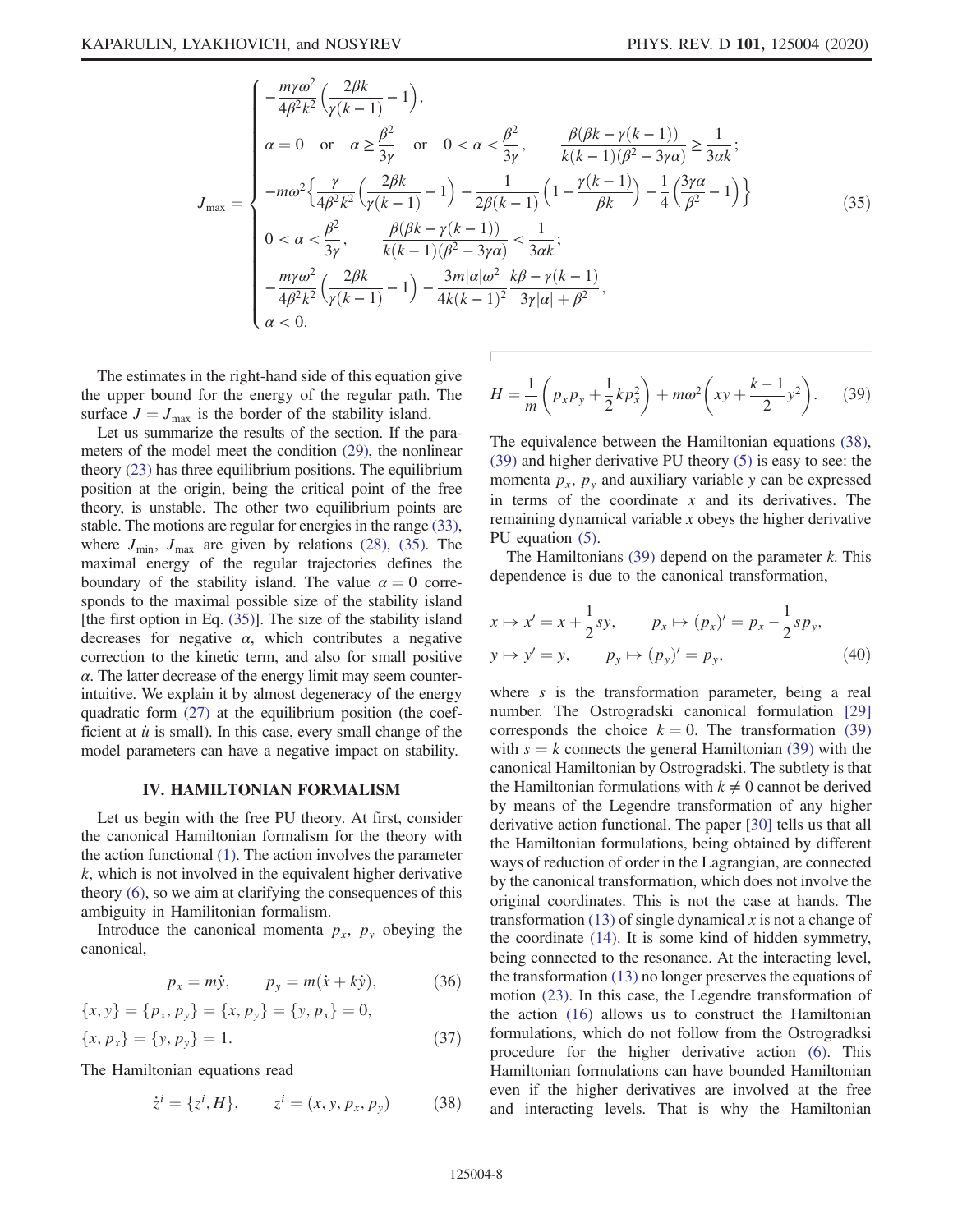$$
J_{\max} = \begin{cases} -\dfrac{m\gamma\omega^2}{4\beta^2 k^2}\left(\dfrac{2\beta k}{\gamma(k-1)} - 1\right), \\ \alpha = 0 \quad \text{or} \quad \alpha \geq \dfrac{\beta^2}{3\gamma} \quad \text{or} \quad 0 < \alpha < \dfrac{\beta^2}{3\gamma}, \qquad \dfrac{\beta(\beta k - \gamma(k-1))}{k(k-1)(\beta^2 - 3\gamma\alpha)} \geq \dfrac{1}{3\alpha k}; \\ -m\omega^2 \left\{ \dfrac{\gamma}{4\beta^2 k^2}\left(\dfrac{2\beta k}{\gamma(k-1)} - 1\right) - \dfrac{1}{2\beta(k-1)}\left(1 - \dfrac{\gamma(k-1)}{\beta k}\right) - \dfrac{1}{4}\left(\dfrac{3\gamma\alpha}{\beta^2} - 1\right) \right\} \\ 0 < \alpha < \dfrac{\beta^2}{3\gamma}, \qquad \dfrac{\beta(\beta k - \gamma(k-1))}{k(k-1)(\beta^2 - 3\gamma\alpha)} < \dfrac{1}{3\alpha k}; \\ -\dfrac{m\gamma\omega^2}{4\beta^2 k^2}\left(\dfrac{2\beta k}{\gamma(k-1)} - 1\right) - \dfrac{3m|\alpha|\omega^2}{4k(k-1)^2} \dfrac{k\beta - \gamma(k-1)}{3\gamma|\alpha| + \beta^2}, \\ \alpha < 0. \end{cases} \tag{35}
$$

The estimates in the right-hand side of this equation give the upper bound for the energy of the regular path. The surface $J = J_{\max}$ is the border of the stability island.

Let us summarize the results of the section. If the parameters of the model meet the condition (29), the nonlinear theory (23) has three equilibrium positions. The equilibrium position at the origin, being the critical point of the free theory, is unstable. The other two equilibrium points are stable. The motions are regular for energies in the range (33), where $J_{\min}$, $J_{\max}$ are given by relations (28), (35). The maximal energy of the regular trajectories defines the boundary of the stability island. The value $\alpha = 0$ corresponds to the maximal possible size of the stability island [the first option in Eq. (35)]. The size of the stability island decreases for negative $\alpha$, which contributes a negative correction to the kinetic term, and also for small positive $\alpha$. The latter decrease of the energy limit may seem counterintuitive. We explain it by almost degeneracy of the energy quadratic form (27) at the equilibrium position (the coefficient at $\dot{u}$ is small). In this case, every small change of the model parameters can have a negative impact on stability.

## IV. HAMILTONIAN FORMALISM

Let us begin with the free PU theory. At first, consider the canonical Hamiltonian formalism for the theory with the action functional (1). The action involves the parameter $k$, which is not involved in the equivalent higher derivative theory (6), so we aim at clarifying the consequences of this ambiguity in Hamiltonian formalism.

Introduce the canonical momenta $p_x$, $p_y$ obeying the canonical,

$$
p_x = m\dot{y}, \qquad p_y = m(\dot{x} + k\dot{y}), \tag{36}
$$

$$
\{x, y\} = \{p_x, p_y\} = \{x, p_y\} = \{y, p_x\} = 0,
$$
$$
\{x, p_x\} = \{y, p_y\} = 1. \tag{37}
$$

The Hamiltonian equations read

$$
\dot{z}^i = \{z^i, H\}, \qquad z^i = (x, y, p_x, p_y) \tag{38}
$$

$$
H = \frac{1}{m}\left(p_x p_y + \frac{1}{2}k p_x^2\right) + m\omega^2\left(xy + \frac{k-1}{2}y^2\right). \tag{39}
$$

The equivalence between the Hamiltonian equations (38), (39) and higher derivative PU theory (5) is easy to see: the momenta $p_x$, $p_y$ and auxiliary variable $y$ can be expressed in terms of the coordinate $x$ and its derivatives. The remaining dynamical variable $x$ obeys the higher derivative PU equation (5).

The Hamiltonians (39) depend on the parameter $k$. This dependence is due to the canonical transformation,

$$
x \mapsto x' = x + \frac{1}{2}sy, \qquad p_x \mapsto (p_x)' = p_x - \frac{1}{2}sp_y,
$$
$$
y \mapsto y' = y, \qquad p_y \mapsto (p_y)' = p_y, \tag{40}
$$

where $s$ is the transformation parameter, being a real number. The Ostrogradski canonical formulation [29] corresponds the choice $k = 0$. The transformation (39) with $s = k$ connects the general Hamiltonian (39) with the canonical Hamiltonian by Ostrogradski. The subtlety is that the Hamiltonian formulations with $k \neq 0$ cannot be derived by means of the Legendre transformation of any higher derivative action functional. The paper [30] tells us that all the Hamiltonian formulations, being obtained by different ways of reduction of order in the Lagrangian, are connected by the canonical transformation, which does not involve the original coordinates. This is not the case at hands. The transformation (13) of single dynamical $x$ is not a change of the coordinate (14). It is some kind of hidden symmetry, being connected to the resonance. At the interacting level, the transformation (13) no longer preserves the equations of motion (23). In this case, the Legendre transformation of the action (16) allows us to construct the Hamiltonian formulations, which do not follow from the Ostrogradksi procedure for the higher derivative action (6). This Hamiltonian formulations can have bounded Hamiltonian even if the higher derivatives are involved at the free and interacting levels. That is why the Hamiltonian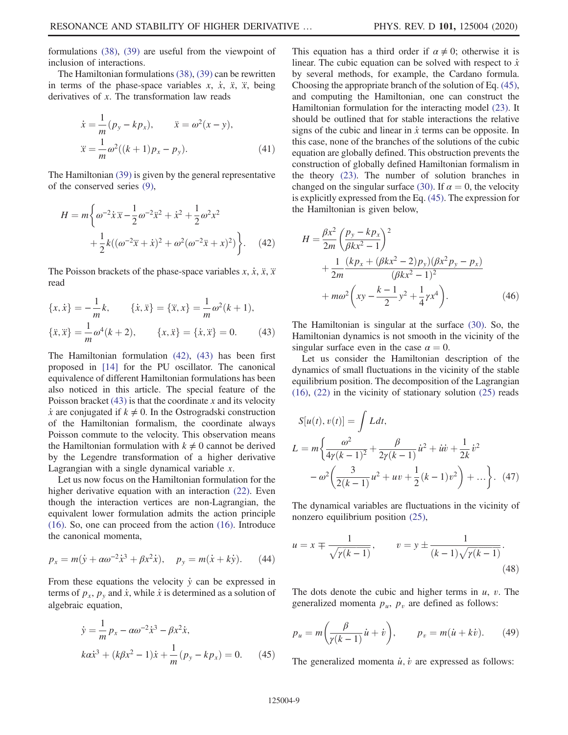formulations (38), (39) are useful from the viewpoint of inclusion of interactions.

The Hamiltonian formulations (38), (39) can be rewritten in terms of the phase-space variables $x$, $\dot{x}$, $\ddot{x}$, $\dddot{x}$, being derivatives of $x$. The transformation law reads

$$\dot{x} = \frac{1}{m}(p_y - kp_x), \qquad \ddot{x} = \omega^2(x - y),$$
$$\dddot{x} = \frac{1}{m}\omega^2((k+1)p_x - p_y). \tag{41}$$

The Hamiltonian (39) is given by the general representative of the conserved series (9),

$$H = m\left\{\omega^{-2}\dot{x}\dddot{x} - \frac{1}{2}\omega^{-2}\ddot{x}^2 + \dot{x}^2 + \frac{1}{2}\omega^2 x^2 + \frac{1}{2}k((\omega^{-2}\dddot{x} + \dot{x})^2 + \omega^2(\omega^{-2}\ddot{x} + x)^2)\right\}. \tag{42}$$

The Poisson brackets of the phase-space variables $x$, $\dot{x}$, $\ddot{x}$, $\dddot{x}$ read

$$\{x, \dot{x}\} = -\frac{1}{m}k, \qquad \{\dot{x}, \ddot{x}\} = \{\dddot{x}, x\} = \frac{1}{m}\omega^2(k+1),$$
$$\{\ddot{x}, \dddot{x}\} = \frac{1}{m}\omega^4(k+2), \qquad \{x, \ddot{x}\} = \{\dot{x}, \dddot{x}\} = 0. \tag{43}$$

The Hamiltonian formulation (42), (43) has been first proposed in [14] for the PU oscillator. The canonical equivalence of different Hamiltonian formulations has been also noticed in this article. The special feature of the Poisson bracket (43) is that the coordinate $x$ and its velocity $\dot{x}$ are conjugated if $k \neq 0$. In the Ostrogradski construction of the Hamiltonian formalism, the coordinate always Poisson commute to the velocity. This observation means the Hamiltonian formulation with $k \neq 0$ cannot be derived by the Legendre transformation of a higher derivative Lagrangian with a single dynamical variable $x$.

Let us now focus on the Hamiltonian formulation for the higher derivative equation with an interaction (22). Even though the interaction vertices are non-Lagrangian, the equivalent lower formulation admits the action principle (16). So, one can proceed from the action (16). Introduce the canonical momenta,

$$p_x = m(\dot{y} + \alpha\omega^{-2}\dot{x}^3 + \beta x^2\dot{x}), \quad p_y = m(\dot{x} + k\dot{y}). \tag{44}$$

From these equations the velocity $\dot{y}$ can be expressed in terms of $p_x$, $p_y$ and $\dot{x}$, while $\dot{x}$ is determined as a solution of algebraic equation,

$$\dot{y} = \frac{1}{m}p_x - \alpha\omega^{-2}\dot{x}^3 - \beta x^2\dot{x},$$
$$k\alpha\dot{x}^3 + (k\beta x^2 - 1)\dot{x} + \frac{1}{m}(p_y - kp_x) = 0. \tag{45}$$

This equation has a third order if $\alpha \neq 0$; otherwise it is linear. The cubic equation can be solved with respect to $\dot{x}$ by several methods, for example, the Cardano formula. Choosing the appropriate branch of the solution of Eq. (45), and computing the Hamiltonian, one can construct the Hamiltonian formulation for the interacting model (23). It should be outlined that for stable interactions the relative signs of the cubic and linear in $\dot{x}$ terms can be opposite. In this case, none of the branches of the solutions of the cubic equation are globally defined. This obstruction prevents the construction of globally defined Hamiltonian formalism in the theory (23). The number of solution branches in changed on the singular surface (30). If $\alpha = 0$, the velocity is explicitly expressed from the Eq. (45). The expression for the Hamiltonian is given below,

$$H = \frac{\beta x^2}{2m}\left(\frac{p_y - kp_x}{\beta kx^2 - 1}\right)^2 + \frac{1}{2m}\frac{(kp_x + (\beta kx^2 - 2)p_y)(\beta x^2 p_y - p_x)}{(\beta kx^2 - 1)^2} + m\omega^2\left(xy - \frac{k-1}{2}y^2 + \frac{1}{4}\gamma x^4\right). \tag{46}$$

The Hamiltonian is singular at the surface (30). So, the Hamiltonian dynamics is not smooth in the vicinity of the singular surface even in the case $\alpha = 0$.

Let us consider the Hamiltonian description of the dynamics of small fluctuations in the vicinity of the stable equilibrium position. The decomposition of the Lagrangian (16), (22) in the vicinity of stationary solution (25) reads

$$S[u(t), v(t)] = \int L dt,$$
$$L = m\left\{\frac{\omega^2}{4\gamma(k-1)^2} + \frac{\beta}{2\gamma(k-1)}\dot{u}^2 + \dot{u}\dot{v} + \frac{1}{2k}\dot{v}^2 - \omega^2\left(\frac{3}{2(k-1)}u^2 + uv + \frac{1}{2}(k-1)v^2\right) + \ldots\right\}. \tag{47}$$

The dynamical variables are fluctuations in the vicinity of nonzero equilibrium position (25),

$$u = x \mp \frac{1}{\sqrt{\gamma(k-1)}}, \qquad v = y \pm \frac{1}{(k-1)\sqrt{\gamma(k-1)}}. \tag{48}$$

The dots denote the cubic and higher terms in $u$, $v$. The generalized momenta $p_u$, $p_v$ are defined as follows:

$$p_u = m\left(\frac{\beta}{\gamma(k-1)}\dot{u} + \dot{v}\right), \qquad p_v = m(\dot{u} + k\dot{v}). \tag{49}$$

The generalized momenta $\dot{u}$, $\dot{v}$ are expressed as follows: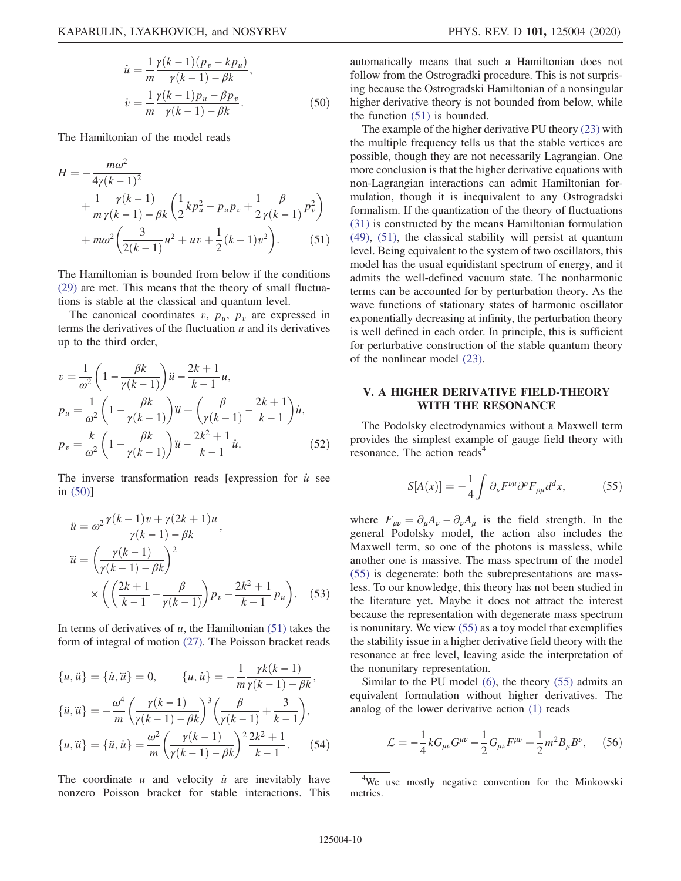$$\dot{u} = \frac{1}{m}\frac{\gamma(k-1)(p_v - kp_u)}{\gamma(k-1)-\beta k},$$
$$\dot{v} = \frac{1}{m}\frac{\gamma(k-1)p_u - \beta p_v}{\gamma(k-1)-\beta k}. \qquad (50)$$

The Hamiltonian of the model reads

$$H = -\frac{m\omega^2}{4\gamma(k-1)^2} + \frac{1}{m}\frac{\gamma(k-1)}{\gamma(k-1)-\beta k}\left(\frac{1}{2}kp_u^2 - p_u p_v + \frac{1}{2}\frac{\beta}{\gamma(k-1)}p_v^2\right) + m\omega^2\left(\frac{3}{2(k-1)}u^2 + uv + \frac{1}{2}(k-1)v^2\right). \qquad (51)$$

The Hamiltonian is bounded from below if the conditions (29) are met. This means that the theory of small fluctuations is stable at the classical and quantum level.

The canonical coordinates $v$, $p_u$, $p_v$ are expressed in terms the derivatives of the fluctuation $u$ and its derivatives up to the third order,

$$v = \frac{1}{\omega^2}\left(1 - \frac{\beta k}{\gamma(k-1)}\right)\ddot{u} - \frac{2k+1}{k-1}u,$$
$$p_u = \frac{1}{\omega^2}\left(1 - \frac{\beta k}{\gamma(k-1)}\right)\dddot{u} + \left(\frac{\beta}{\gamma(k-1)} - \frac{2k+1}{k-1}\right)\dot{u},$$
$$p_v = \frac{k}{\omega^2}\left(1 - \frac{\beta k}{\gamma(k-1)}\right)\dddot{u} - \frac{2k^2+1}{k-1}\dot{u}. \qquad (52)$$

The inverse transformation reads [expression for $\dot{u}$ see in (50)]

$$\ddot{u} = \omega^2\frac{\gamma(k-1)v + \gamma(2k+1)u}{\gamma(k-1)-\beta k},$$
$$\dddot{u} = \left(\frac{\gamma(k-1)}{\gamma(k-1)-\beta k}\right)^2 \times \left(\left(\frac{2k+1}{k-1} - \frac{\beta}{\gamma(k-1)}\right)p_v - \frac{2k^2+1}{k-1}p_u\right). \qquad (53)$$

In terms of derivatives of $u$, the Hamiltonian (51) takes the form of integral of motion (27). The Poisson bracket reads

$$\{u, \ddot{u}\} = \{\dot{u}, \ddot{u}\} = 0, \qquad \{u, \dot{u}\} = -\frac{1}{m}\frac{\gamma k(k-1)}{\gamma(k-1)-\beta k},$$
$$\{\ddot{u}, \dddot{u}\} = -\frac{\omega^4}{m}\left(\frac{\gamma(k-1)}{\gamma(k-1)-\beta k}\right)^3\left(\frac{\beta}{\gamma(k-1)} + \frac{3}{k-1}\right),$$
$$\{u, \dddot{u}\} = \{\ddot{u}, \dot{u}\} = \frac{\omega^2}{m}\left(\frac{\gamma(k-1)}{\gamma(k-1)-\beta k}\right)^2\frac{2k^2+1}{k-1}. \qquad (54)$$

The coordinate $u$ and velocity $\dot{u}$ are inevitably have nonzero Poisson bracket for stable interactions. This automatically means that such a Hamiltonian does not follow from the Ostrogradki procedure. This is not surprising because the Ostrogradski Hamiltonian of a nonsingular higher derivative theory is not bounded from below, while the function (51) is bounded.

The example of the higher derivative PU theory (23) with the multiple frequency tells us that the stable vertices are possible, though they are not necessarily Lagrangian. One more conclusion is that the higher derivative equations with non-Lagrangian interactions can admit Hamiltonian formulation, though it is inequivalent to any Ostrogradski formalism. If the quantization of the theory of fluctuations (31) is constructed by the means Hamiltonian formulation (49), (51), the classical stability will persist at quantum level. Being equivalent to the system of two oscillators, this model has the usual equidistant spectrum of energy, and it admits the well-defined vacuum state. The nonharmonic terms can be accounted for by perturbation theory. As the wave functions of stationary states of harmonic oscillator exponentially decreasing at infinity, the perturbation theory is well defined in each order. In principle, this is sufficient for perturbative construction of the stable quantum theory of the nonlinear model (23).

## V. A HIGHER DERIVATIVE FIELD-THEORY WITH THE RESONANCE

The Podolsky electrodynamics without a Maxwell term provides the simplest example of gauge field theory with resonance. The action reads[4]

$$S[A(x)] = -\frac{1}{4}\int \partial_\nu F^{\nu\mu}\partial^\rho F_{\rho\mu}d^dx, \qquad (55)$$

where $F_{\mu\nu} = \partial_\mu A_\nu - \partial_\nu A_\mu$ is the field strength. In the general Podolsky model, the action also includes the Maxwell term, so one of the photons is massless, while another one is massive. The mass spectrum of the model (55) is degenerate: both the subrepresentations are massless. To our knowledge, this theory has not been studied in the literature yet. Maybe it does not attract the interest because the representation with degenerate mass spectrum is nonunitary. We view (55) as a toy model that exemplifies the stability issue in a higher derivative field theory with the resonance at free level, leaving aside the interpretation of the nonunitary representation.

Similar to the PU model (6), the theory (55) admits an equivalent formulation without higher derivatives. The analog of the lower derivative action (1) reads

$$\mathcal{L} = -\frac{1}{4}kG_{\mu\nu}G^{\mu\nu} - \frac{1}{2}G_{\mu\nu}F^{\mu\nu} + \frac{1}{2}m^2B_\mu B^\nu, \qquad (56)$$

[4] We use mostly negative convention for the Minkowski metrics.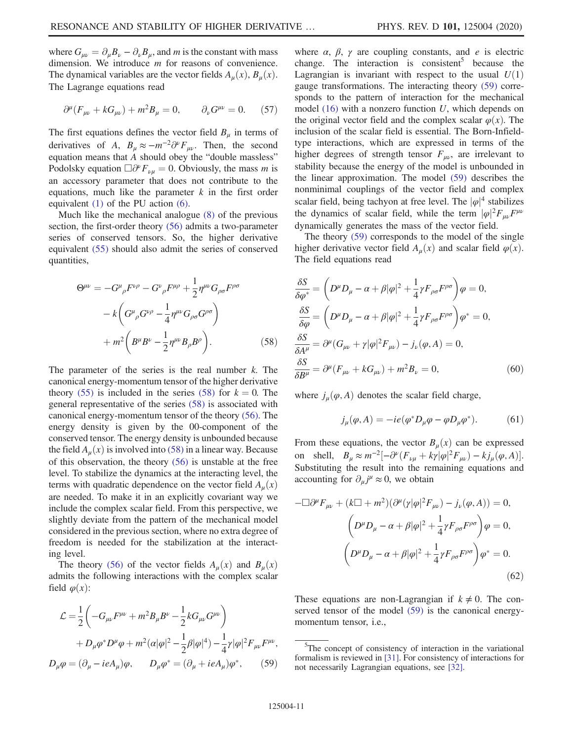where $G_{\mu\nu} = \partial_\mu B_\nu - \partial_\nu B_\mu$, and $m$ is the constant with mass dimension. We introduce $m$ for reasons of convenience. The dynamical variables are the vector fields $A_\mu(x)$, $B_\mu(x)$. The Lagrange equations read

$$\partial^\mu (F_{\mu\nu} + kG_{\mu\nu}) + m^2 B_\mu = 0, \qquad \partial_\nu G^{\mu\nu} = 0. \tag{57}$$

The first equations defines the vector field $B_\mu$ in terms of derivatives of $A$, $B_\mu \approx -m^{-2}\partial^\nu F_{\mu\nu}$. Then, the second equation means that $A$ should obey the "double massless" Podolsky equation $\Box \partial^\nu F_{\nu\mu} = 0$. Obviously, the mass $m$ is an accessory parameter that does not contribute to the equations, much like the parameter $k$ in the first order equivalent (1) of the PU action (6).

Much like the mechanical analogue (8) of the previous section, the first-order theory (56) admits a two-parameter series of conserved tensors. So, the higher derivative equivalent (55) should also admit the series of conserved quantities,

$$\begin{aligned}\Theta^{\mu\nu} = & -G^\mu{}_\rho F^{\nu\rho} - G^\nu{}_\rho F^{\mu\rho} + \frac{1}{2}\eta^{\mu\nu} G_{\rho\sigma} F^{\rho\sigma} \\ & - k\left(G^\mu{}_\rho G^{\nu\rho} - \frac{1}{4}\eta^{\mu\nu} G_{\rho\sigma} G^{\rho\sigma}\right) \\ & + m^2\left(B^\mu B^\nu - \frac{1}{2}\eta^{\mu\nu} B_\rho B^\rho\right).\end{aligned} \tag{58}$$

The parameter of the series is the real number $k$. The canonical energy-momentum tensor of the higher derivative theory (55) is included in the series (58) for $k = 0$. The general representative of the series (58) is associated with canonical energy-momentum tensor of the theory (56). The energy density is given by the 00-component of the conserved tensor. The energy density is unbounded because the field $A_\mu(x)$ is involved into (58) in a linear way. Because of this observation, the theory (56) is unstable at the free level. To stabilize the dynamics at the interacting level, the terms with quadratic dependence on the vector field $A_\mu(x)$ are needed. To make it in an explicitly covariant way we include the complex scalar field. From this perspective, we slightly deviate from the pattern of the mechanical model considered in the previous section, where no extra degree of freedom is needed for the stabilization at the interacting level.

The theory (56) of the vector fields $A_\mu(x)$ and $B_\mu(x)$ admits the following interactions with the complex scalar field $\varphi(x)$:

$$\begin{aligned}\mathcal{L} = & \frac{1}{2}\left(-G_{\mu\nu}F^{\mu\nu} + m^2 B_\mu B^\nu - \frac{1}{2}kG_{\mu\nu}G^{\mu\nu}\right) \\ & + D_\mu \varphi^* D^\mu \varphi + m^2\left(\alpha|\varphi|^2 - \frac{1}{2}\beta|\varphi|^4\right) - \frac{1}{4}\gamma|\varphi|^2 F_{\mu\nu}F^{\mu\nu}, \\ D_\mu\varphi = & (\partial_\mu - ieA_\mu)\varphi, \qquad D_\mu\varphi^* = (\partial_\mu + ieA_\mu)\varphi^*,\end{aligned} \tag{59}$$

where $\alpha$, $\beta$, $\gamma$ are coupling constants, and $e$ is electric change. The interaction is consistent[5] because the Lagrangian is invariant with respect to the usual $U(1)$ gauge transformations. The interacting theory (59) corresponds to the pattern of interaction for the mechanical model (16) with a nonzero function $U$, which depends on the original vector field and the complex scalar $\varphi(x)$. The inclusion of the scalar field is essential. The Born-Infield-type interactions, which are expressed in terms of the higher degrees of strength tensor $F_{\mu\nu}$, are irrelevant to stability because the energy of the model is unbounded in the linear approximation. The model (59) describes the nonminimal couplings of the vector field and complex scalar field, being tachyon at free level. The $|\varphi|^4$ stabilizes the dynamics of scalar field, while the term $|\varphi|^2 F_{\mu\nu}F^{\mu\nu}$ dynamically generates the mass of the vector field.

The theory (59) corresponds to the model of the single higher derivative vector field $A_\mu(x)$ and scalar field $\varphi(x)$. The field equations read

$$\begin{aligned}\frac{\delta S}{\delta\varphi^*} &= \left(D^\mu D_\mu - \alpha + \beta|\varphi|^2 + \frac{1}{4}\gamma F_{\rho\sigma}F^{\rho\sigma}\right)\varphi = 0, \\ \frac{\delta S}{\delta\varphi} &= \left(D^\mu D_\mu - \alpha + \beta|\varphi|^2 + \frac{1}{4}\gamma F_{\rho\sigma}F^{\rho\sigma}\right)\varphi^* = 0, \\ \frac{\delta S}{\delta A^\mu} &= \partial^\mu(G_{\mu\nu} + \gamma|\varphi|^2 F_{\mu\nu}) - j_\nu(\varphi, A) = 0, \\ \frac{\delta S}{\delta B^\mu} &= \partial^\mu(F_{\mu\nu} + kG_{\mu\nu}) + m^2 B_\nu = 0,\end{aligned} \tag{60}$$

where $j_\mu(\varphi, A)$ denotes the scalar field charge,

$$j_\mu(\varphi, A) = -ie(\varphi^* D_\mu\varphi - \varphi D_\mu\varphi^*). \tag{61}$$

From these equations, the vector $B_\mu(x)$ can be expressed on shell, $B_\mu \approx m^{-2}[-\partial^\nu(F_{\nu\mu} + k\gamma|\varphi|^2 F_{\mu\nu}) - kj_\mu(\varphi, A)]$. Substituting the result into the remaining equations and accounting for $\partial_\mu j^\mu \approx 0$, we obtain

$$\begin{aligned}-\Box\partial^\mu F_{\mu\nu} + (k\Box + m^2)(\partial^\mu(\gamma|\varphi|^2 F_{\mu\nu}) - j_\nu(\varphi, A)) = 0, \\ \left(D^\mu D_\mu - \alpha + \beta|\varphi|^2 + \frac{1}{4}\gamma F_{\rho\sigma}F^{\rho\sigma}\right)\varphi = 0, \\ \left(D^\mu D_\mu - \alpha + \beta|\varphi|^2 + \frac{1}{4}\gamma F_{\rho\sigma}F^{\rho\sigma}\right)\varphi^* = 0.\end{aligned} \tag{62}$$

These equations are non-Lagrangian if $k \neq 0$. The conserved tensor of the model (59) is the canonical energy-momentum tensor, i.e.,

[5] The concept of consistency of interaction in the variational formalism is reviewed in [31]. For consistency of interactions for not necessarily Lagrangian equations, see [32].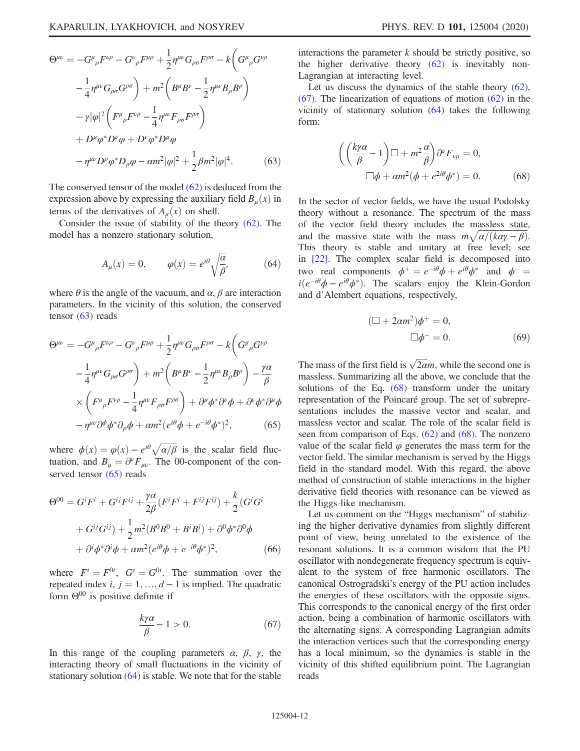$$
\Theta^{\mu\nu} = -G^{\mu}{}_{\rho}F^{\nu\rho} - G^{\nu}{}_{\rho}F^{\mu\rho} + \frac{1}{2}\eta^{\mu\nu}G_{\rho\sigma}F^{\rho\sigma} - k\left(G^{\mu}{}_{\rho}G^{\nu\rho} - \frac{1}{4}\eta^{\mu\nu}G_{\rho\sigma}G^{\rho\sigma}\right) + m^2\left(B^{\mu}B^{\nu} - \frac{1}{2}\eta^{\mu\nu}B_{\rho}B^{\rho}\right) - \gamma|\varphi|^2\left(F^{\mu}{}_{\rho}F^{\nu\rho} - \frac{1}{4}\eta^{\mu\nu}F_{\rho\sigma}F^{\rho\sigma}\right) + D^{\mu}\varphi^{*}D^{\nu}\varphi + D^{\nu}\varphi^{*}D^{\mu}\varphi - \eta^{\mu\nu}D^{\rho}\varphi^{*}D_{\rho}\varphi - \alpha m^2|\varphi|^2 + \frac{1}{2}\beta m^2|\varphi|^4. \tag{63}
$$

The conserved tensor of the model (62) is deduced from the expression above by expressing the auxiliary field $B_{\mu}(x)$ in terms of the derivatives of $A_{\mu}(x)$ on shell.

Consider the issue of stability of the theory (62). The model has a nonzero stationary solution,

$$
A_{\mu}(x) = 0, \qquad \varphi(x) = e^{i\theta}\sqrt{\frac{\alpha}{\beta}}, \tag{64}
$$

where $\theta$ is the angle of the vacuum, and $\alpha$, $\beta$ are interaction parameters. In the vicinity of this solution, the conserved tensor (63) reads

$$
\Theta^{\mu\nu} = -G^{\mu}{}_{\rho}F^{\nu\rho} - G^{\nu}{}_{\rho}F^{\mu\rho} + \frac{1}{2}\eta^{\mu\nu}G_{\rho\sigma}F^{\rho\sigma} - k\left(G^{\mu}{}_{\rho}G^{\nu\rho} - \frac{1}{4}\eta^{\mu\nu}G_{\rho\sigma}G^{\rho\sigma}\right) + m^2\left(B^{\mu}B^{\nu} - \frac{1}{2}\eta^{\mu\nu}B_{\rho}B^{\rho}\right) - \frac{\gamma\alpha}{\beta}\left(F^{\mu}{}_{\rho}F^{\nu\rho} - \frac{1}{4}\eta^{\mu\nu}F_{\rho\sigma}F^{\rho\sigma}\right) + \partial^{\mu}\phi^{*}\partial^{\nu}\phi + \partial^{\nu}\phi^{*}\partial^{\mu}\phi - \eta^{\mu\nu}\partial^{\rho}\phi^{*}\partial_{\rho}\phi + \alpha m^2(e^{i\theta}\phi + e^{-i\theta}\phi^{*})^2, \tag{65}
$$

where $\phi(x) = \varphi(x) - e^{i\theta}\sqrt{\alpha/\beta}$ is the scalar field fluctuation, and $B_{\mu} = \partial^{\nu}F_{\mu\nu}$. The 00-component of the conserved tensor (65) reads

$$
\Theta^{00} = G^{i}F^{i} + G^{ij}F^{ij} + \frac{\gamma\alpha}{2\beta}(F^{i}F^{i} + F^{ij}F^{ij}) + \frac{k}{2}(G^{i}G^{i} + G^{ij}G^{ij}) + \frac{1}{2}m^2(B^{0}B^{0} + B^{i}B^{i}) + \partial^{0}\phi^{*}\partial^{0}\phi + \partial^{i}\phi^{*}\partial^{i}\phi + \alpha m^2(e^{i\theta}\phi + e^{-i\theta}\phi^{*})^2, \tag{66}
$$

where $F^{i} = F^{0i}$, $G^{i} = G^{0i}$. The summation over the repeated index $i, j = 1, \ldots, d-1$ is implied. The quadratic form $\Theta^{00}$ is positive definite if

$$
\frac{k\gamma\alpha}{\beta} - 1 > 0. \tag{67}
$$

In this range of the coupling parameters $\alpha$, $\beta$, $\gamma$, the interacting theory of small fluctuations in the vicinity of stationary solution (64) is stable. We note that for the stable interactions the parameter $k$ should be strictly positive, so the higher derivative theory (62) is inevitably non-Lagrangian at interacting level.

Let us discuss the dynamics of the stable theory (62), (67). The linearization of equations of motion (62) in the vicinity of stationary solution (64) takes the following form:

$$
\left(\left(\frac{k\gamma\alpha}{\beta} - 1\right)\Box + m^2\frac{\alpha}{\beta}\right)\partial^{\nu}F_{\nu\mu} = 0, \qquad \Box\phi + \alpha m^2(\phi + e^{2i\theta}\phi^{*}) = 0. \tag{68}
$$

In the sector of vector fields, we have the usual Podolsky theory without a resonance. The spectrum of the mass of the vector field theory includes the massless state, and the massive state with the mass $m\sqrt{\alpha/(k\alpha\gamma - \beta)}$. This theory is stable and unitary at free level; see in [22]. The complex scalar field is decomposed into two real components $\phi^{+} = e^{-i\theta}\phi + e^{i\theta}\phi^{*}$ and $\phi^{-} = i(e^{-i\theta}\phi - e^{i\theta}\phi^{*})$. The scalars enjoy the Klein-Gordon and d'Alembert equations, respectively,

$$
(\Box + 2\alpha m^2)\phi^{+} = 0, \qquad \Box\phi^{-} = 0. \tag{69}
$$

The mass of the first field is $\sqrt{2\alpha}m$, while the second one is massless. Summarizing all the above, we conclude that the solutions of the Eq. (68) transform under the unitary representation of the Poincaré group. The set of subrepresentations includes the massive vector and scalar, and massless vector and scalar. The role of the scalar field is seen from comparison of Eqs. (62) and (68). The nonzero value of the scalar field $\varphi$ generates the mass term for the vector field. The similar mechanism is served by the Higgs field in the standard model. With this regard, the above method of construction of stable interactions in the higher derivative field theories with resonance can be viewed as the Higgs-like mechanism.

Let us comment on the "Higgs mechanism" of stabilizing the higher derivative dynamics from slightly different point of view, being unrelated to the existence of the resonant solutions. It is a common wisdom that the PU oscillator with nondegenerate frequency spectrum is equivalent to the system of free harmonic oscillators. The canonical Ostrogradski's energy of the PU action includes the energies of these oscillators with the opposite signs. This corresponds to the canonical energy of the first order action, being a combination of harmonic oscillators with the alternating signs. A corresponding Lagrangian admits the interaction vertices such that the corresponding energy has a local minimum, so the dynamics is stable in the vicinity of this shifted equilibrium point. The Lagrangian reads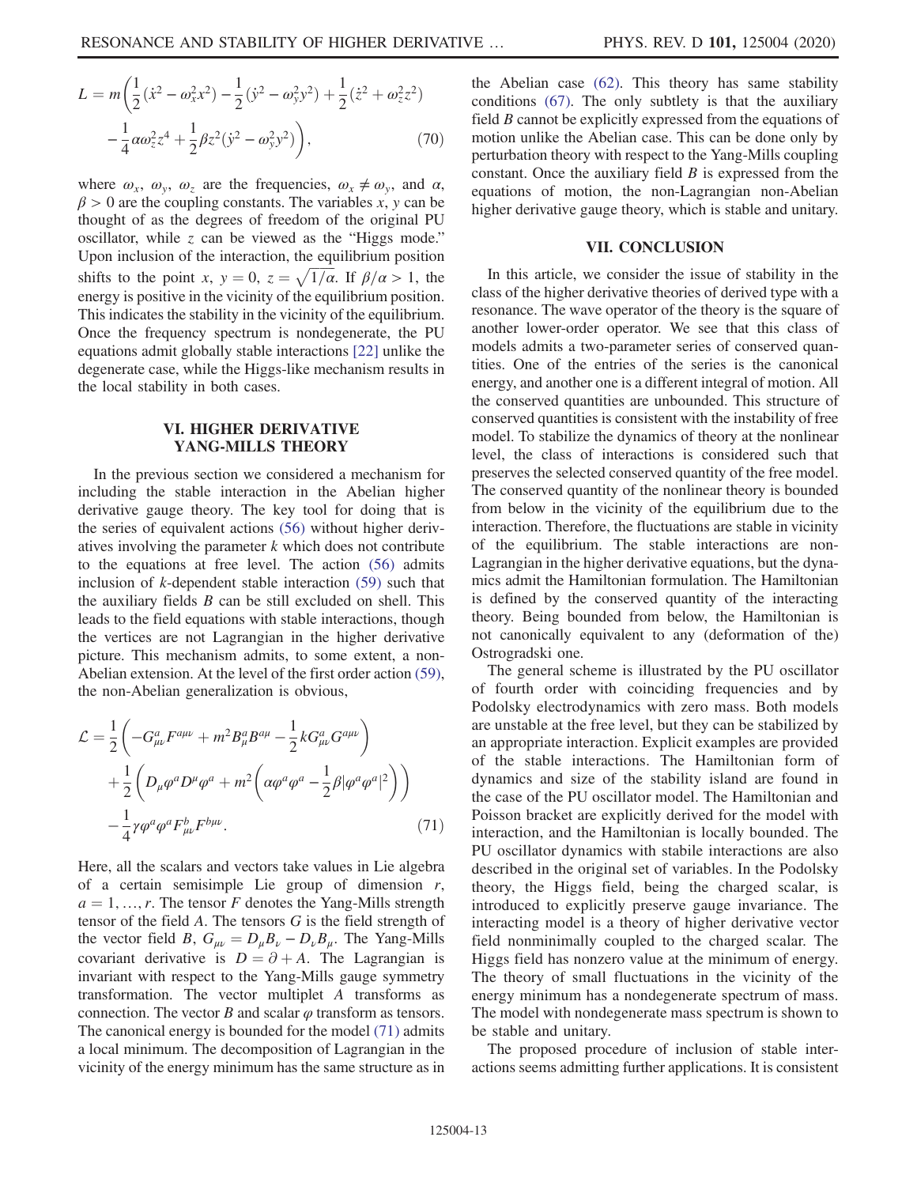$$
L = m\left(\frac{1}{2}(\dot{x}^2 - \omega_x^2 x^2) - \frac{1}{2}(\dot{y}^2 - \omega_y^2 y^2) + \frac{1}{2}(\dot{z}^2 + \omega_z^2 z^2) - \frac{1}{4}\alpha\omega_z^2 z^4 + \frac{1}{2}\beta z^2(\dot{y}^2 - \omega_y^2 y^2)\right), \tag{70}
$$

where $\omega_x$, $\omega_y$, $\omega_z$ are the frequencies, $\omega_x \neq \omega_y$, and $\alpha$, $\beta > 0$ are the coupling constants. The variables $x$, $y$ can be thought of as the degrees of freedom of the original PU oscillator, while $z$ can be viewed as the "Higgs mode." Upon inclusion of the interaction, the equilibrium position shifts to the point $x$, $y = 0$, $z = \sqrt{1/\alpha}$. If $\beta/\alpha > 1$, the energy is positive in the vicinity of the equilibrium position. This indicates the stability in the vicinity of the equilibrium. Once the frequency spectrum is nondegenerate, the PU equations admit globally stable interactions [22] unlike the degenerate case, while the Higgs-like mechanism results in the local stability in both cases.

## VI. HIGHER DERIVATIVE YANG-MILLS THEORY

In the previous section we considered a mechanism for including the stable interaction in the Abelian higher derivative gauge theory. The key tool for doing that is the series of equivalent actions (56) without higher derivatives involving the parameter $k$ which does not contribute to the equations at free level. The action (56) admits inclusion of $k$-dependent stable interaction (59) such that the auxiliary fields $B$ can be still excluded on shell. This leads to the field equations with stable interactions, though the vertices are not Lagrangian in the higher derivative picture. This mechanism admits, to some extent, a non-Abelian extension. At the level of the first order action (59), the non-Abelian generalization is obvious,

$$
\mathcal{L} = \frac{1}{2}\left(-G^a_{\mu\nu}F^{a\mu\nu} + m^2 B^a_\mu B^{a\mu} - \frac{1}{2}kG^a_{\mu\nu}G^{a\mu\nu}\right) + \frac{1}{2}\left(D_\mu\varphi^a D^\mu\varphi^a + m^2\left(\alpha\varphi^a\varphi^a - \frac{1}{2}\beta|\varphi^a\varphi^a|^2\right)\right) - \frac{1}{4}\gamma\varphi^a\varphi^a F^b_{\mu\nu}F^{b\mu\nu}. \tag{71}
$$

Here, all the scalars and vectors take values in Lie algebra of a certain semisimple Lie group of dimension $r$, $a = 1, \ldots, r$. The tensor $F$ denotes the Yang-Mills strength tensor of the field $A$. The tensors $G$ is the field strength of the vector field $B$, $G_{\mu\nu} = D_\mu B_\nu - D_\nu B_\mu$. The Yang-Mills covariant derivative is $D = \partial + A$. The Lagrangian is invariant with respect to the Yang-Mills gauge symmetry transformation. The vector multiplet $A$ transforms as connection. The vector $B$ and scalar $\varphi$ transform as tensors. The canonical energy is bounded for the model (71) admits a local minimum. The decomposition of Lagrangian in the vicinity of the energy minimum has the same structure as in the Abelian case (62). This theory has same stability conditions (67). The only subtlety is that the auxiliary field $B$ cannot be explicitly expressed from the equations of motion unlike the Abelian case. This can be done only by perturbation theory with respect to the Yang-Mills coupling constant. Once the auxiliary field $B$ is expressed from the equations of motion, the non-Lagrangian non-Abelian higher derivative gauge theory, which is stable and unitary.

## VII. CONCLUSION

In this article, we consider the issue of stability in the class of the higher derivative theories of derived type with a resonance. The wave operator of the theory is the square of another lower-order operator. We see that this class of models admits a two-parameter series of conserved quantities. One of the entries of the series is the canonical energy, and another one is a different integral of motion. All the conserved quantities are unbounded. This structure of conserved quantities is consistent with the instability of free model. To stabilize the dynamics of theory at the nonlinear level, the class of interactions is considered such that preserves the selected conserved quantity of the free model. The conserved quantity of the nonlinear theory is bounded from below in the vicinity of the equilibrium due to the interaction. Therefore, the fluctuations are stable in vicinity of the equilibrium. The stable interactions are non-Lagrangian in the higher derivative equations, but the dynamics admit the Hamiltonian formulation. The Hamiltonian is defined by the conserved quantity of the interacting theory. Being bounded from below, the Hamiltonian is not canonically equivalent to any (deformation of the) Ostrogradski one.

The general scheme is illustrated by the PU oscillator of fourth order with coinciding frequencies and by Podolsky electrodynamics with zero mass. Both models are unstable at the free level, but they can be stabilized by an appropriate interaction. Explicit examples are provided of the stable interactions. The Hamiltonian form of dynamics and size of the stability island are found in the case of the PU oscillator model. The Hamiltonian and Poisson bracket are explicitly derived for the model with interaction, and the Hamiltonian is locally bounded. The PU oscillator dynamics with stabile interactions are also described in the original set of variables. In the Podolsky theory, the Higgs field, being the charged scalar, is introduced to explicitly preserve gauge invariance. The interacting model is a theory of higher derivative vector field nonminimally coupled to the charged scalar. The Higgs field has nonzero value at the minimum of energy. The theory of small fluctuations in the vicinity of the energy minimum has a nondegenerate spectrum of mass. The model with nondegenerate mass spectrum is shown to be stable and unitary.

The proposed procedure of inclusion of stable interactions seems admitting further applications. It is consistent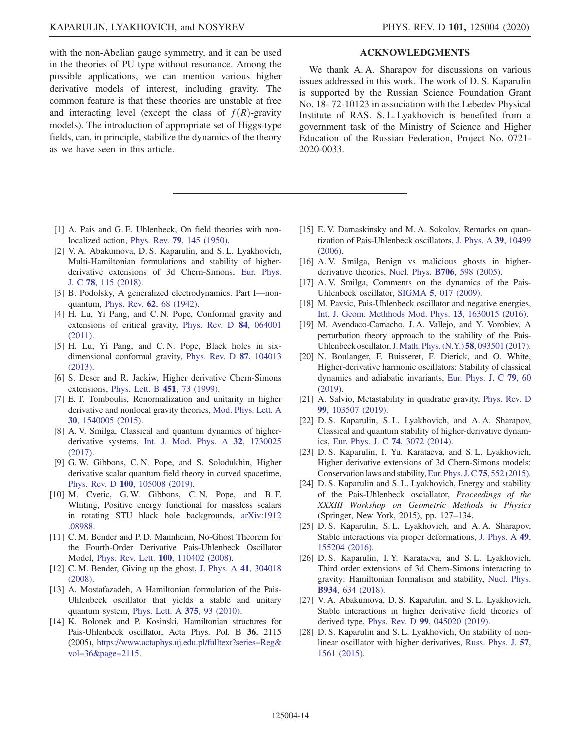with the non-Abelian gauge symmetry, and it can be used in the theories of PU type without resonance. Among the possible applications, we can mention various higher derivative models of interest, including gravity. The common feature is that these theories are unstable at free and interacting level (except the class of $f(R)$-gravity models). The introduction of appropriate set of Higgs-type fields, can, in principle, stabilize the dynamics of the theory as we have seen in this article.

## ACKNOWLEDGMENTS

We thank A. A. Sharapov for discussions on various issues addressed in this work. The work of D. S. Kaparulin is supported by the Russian Science Foundation Grant No. 18- 72-10123 in association with the Lebedev Physical Institute of RAS. S. L. Lyakhovich is benefited from a government task of the Ministry of Science and Higher Education of the Russian Federation, Project No. 0721-2020-0033.

---

[1] A. Pais and G. E. Uhlenbeck, On field theories with non-localized action, Phys. Rev. **79**, 145 (1950).

[2] V. A. Abakumova, D. S. Kaparulin, and S. L. Lyakhovich, Multi-Hamiltonian formulations and stability of higher-derivative extensions of 3d Chern-Simons, Eur. Phys. J. C **78**, 115 (2018).

[3] B. Podolsky, A generalized electrodynamics. Part I—non-quantum, Phys. Rev. **62**, 68 (1942).

[4] H. Lu, Yi Pang, and C. N. Pope, Conformal gravity and extensions of critical gravity, Phys. Rev. D **84**, 064001 (2011).

[5] H. Lu, Yi Pang, and C. N. Pope, Black holes in six-dimensional conformal gravity, Phys. Rev. D **87**, 104013 (2013).

[6] S. Deser and R. Jackiw, Higher derivative Chern-Simons extensions, Phys. Lett. B **451**, 73 (1999).

[7] E. T. Tomboulis, Renormalization and unitarity in higher derivative and nonlocal gravity theories, Mod. Phys. Lett. A **30**, 1540005 (2015).

[8] A. V. Smilga, Classical and quantum dynamics of higher-derivative systems, Int. J. Mod. Phys. A **32**, 1730025 (2017).

[9] G. W. Gibbons, C. N. Pope, and S. Solodukhin, Higher derivative scalar quantum field theory in curved spacetime, Phys. Rev. D **100**, 105008 (2019).

[10] M. Cvetic, G. W. Gibbons, C. N. Pope, and B. F. Whiting, Positive energy functional for massless scalars in rotating STU black hole backgrounds, arXiv:1912.08988.

[11] C. M. Bender and P. D. Mannheim, No-Ghost Theorem for the Fourth-Order Derivative Pais-Uhlenbeck Oscillator Model, Phys. Rev. Lett. **100**, 110402 (2008).

[12] C. M. Bender, Giving up the ghost, J. Phys. A **41**, 304018 (2008).

[13] A. Mostafazadeh, A Hamiltonian formulation of the Pais-Uhlenbeck oscillator that yields a stable and unitary quantum system, Phys. Lett. A **375**, 93 (2010).

[14] K. Bolonek and P. Kosinski, Hamiltonian structures for Pais-Uhlenbeck oscillator, Acta Phys. Pol. B **36**, 2115 (2005), https://www.actaphys.uj.edu.pl/fulltext?series=Reg&vol=36&page=2115.

[15] E. V. Damaskinsky and M. A. Sokolov, Remarks on quantization of Pais-Uhlenbeck oscillators, J. Phys. A **39**, 10499 (2006).

[16] A. V. Smilga, Benign vs malicious ghosts in higher-derivative theories, Nucl. Phys. **B706**, 598 (2005).

[17] A. V. Smilga, Comments on the dynamics of the Pais-Uhlenbeck oscillator, SIGMA **5**, 017 (2009).

[18] M. Pavsic, Pais-Uhlenbeck oscillator and negative energies, Int. J. Geom. Methhods Mod. Phys. **13**, 1630015 (2016).

[19] M. Avendaco-Camacho, J. A. Vallejo, and Y. Vorobiev, A perturbation theory approach to the stability of the Pais-Uhlenbeck oscillator, J. Math. Phys. (N.Y.) **58**, 093501 (2017).

[20] N. Boulanger, F. Buisseret, F. Dierick, and O. White, Higher-derivative harmonic oscillators: Stability of classical dynamics and adiabatic invariants, Eur. Phys. J. C **79**, 60 (2019).

[21] A. Salvio, Metastability in quadratic gravity, Phys. Rev. D **99**, 103507 (2019).

[22] D. S. Kaparulin, S. L. Lyakhovich, and A. A. Sharapov, Classical and quantum stability of higher-derivative dynamics, Eur. Phys. J. C **74**, 3072 (2014).

[23] D. S. Kaparulin, I. Yu. Karataeva, and S. L. Lyakhovich, Higher derivative extensions of 3d Chern-Simons models: Conservation laws and stability, Eur. Phys. J. C **75**, 552 (2015).

[24] D. S. Kaparulin and S. L. Lyakhovich, Energy and stability of the Pais-Uhlenbeck osciallator, *Proceedings of the XXXIII Workshop on Geometric Methods in Physics* (Springer, New York, 2015), pp. 127–134.

[25] D. S. Kaparulin, S. L. Lyakhovich, and A. A. Sharapov, Stable interactions via proper deformations, J. Phys. A **49**, 155204 (2016).

[26] D. S. Kaparulin, I. Y. Karataeva, and S. L. Lyakhovich, Third order extensions of 3d Chern-Simons interacting to gravity: Hamiltonian formalism and stability, Nucl. Phys. **B934**, 634 (2018).

[27] V. A. Abakumova, D. S. Kaparulin, and S. L. Lyakhovich, Stable interactions in higher derivative field theories of derived type, Phys. Rev. D **99**, 045020 (2019).

[28] D. S. Kaparulin and S. L. Lyakhovich, On stability of non-linear oscillator with higher derivatives, Russ. Phys. J. **57**, 1561 (2015).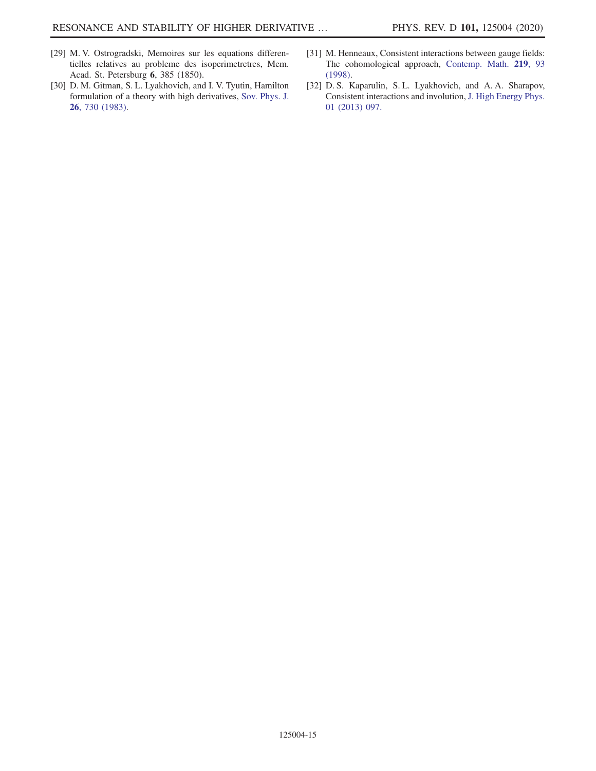[29] M. V. Ostrogradski, Memoires sur les equations differentielles relatives au probleme des isoperimetretres, Mem. Acad. St. Petersburg **6**, 385 (1850).

[30] D. M. Gitman, S. L. Lyakhovich, and I. V. Tyutin, Hamilton formulation of a theory with high derivatives, Sov. Phys. J. **26**, 730 (1983).

[31] M. Henneaux, Consistent interactions between gauge fields: The cohomological approach, Contemp. Math. **219**, 93 (1998).

[32] D. S. Kaparulin, S. L. Lyakhovich, and A. A. Sharapov, Consistent interactions and involution, J. High Energy Phys. 01 (2013) 097.